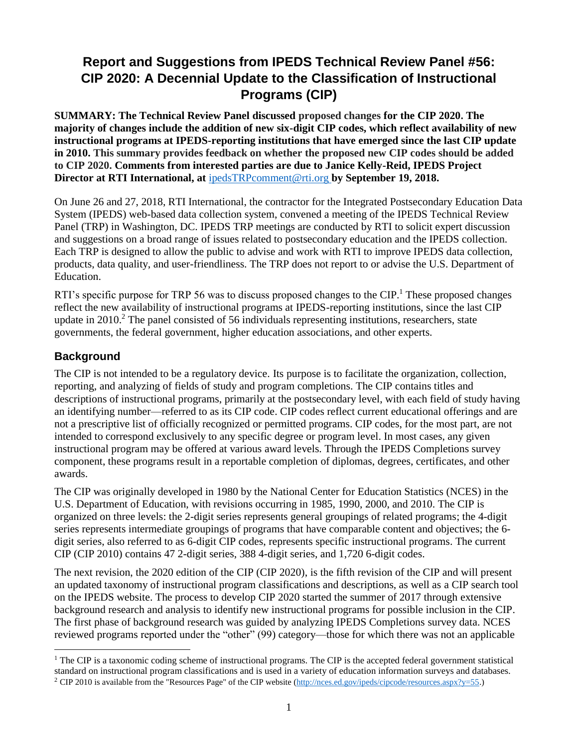# Report and Suggestions from IPEDS Technical Review Panel #56: CIP 2020: A Decennial Update to the Classification of Instructional Programs (CIP)

**SUMMARY: The Technical Review Panel discussed proposed changes for the CIP 2020. The majority of changes include the addition of new six-digit CIP codes, which reflect availability of new instructional programs at IPEDS-reporting institutions that have emerged since the last CIP update in 2010. This summary provides feedback on whether the proposed new CIP codes should be added to CIP 2020. Comments from interested parties are due to Janice Kelly-Reid, IPEDS Project Director at RTI International, at [ipedsTRPcomment@rti.org](mailto:ipedsTRPcomment@rti.org) by September 19, 2018.**

On June 26 and 27, 2018, RTI International, the contractor for the Integrated Postsecondary Education Data System (IPEDS) web-based data collection system, convened a meeting of the IPEDS Technical Review Panel (TRP) in Washington, DC. IPEDS TRP meetings are conducted by RTI to solicit expert discussion and suggestions on a broad range of issues related to postsecondary education and the IPEDS collection. Each TRP is designed to allow the public to advise and work with RTI to improve IPEDS data collection, products, data quality, and user-friendliness. The TRP does not report to or advise the U.S. Department of Education.

RTI's specific purpose for TRP 56 was to discuss proposed changes to the CIP.[1] These proposed changes reflect the new availability of instructional programs at IPEDS-reporting institutions, since the last CIP update in 2010.[2] The panel consisted of 56 individuals representing institutions, researchers, state governments, the federal government, higher education associations, and other experts.

## Background

The CIP is not intended to be a regulatory device. Its purpose is to facilitate the organization, collection, reporting, and analyzing of fields of study and program completions. The CIP contains titles and descriptions of instructional programs, primarily at the postsecondary level, with each field of study having an identifying number—referred to as its CIP code. CIP codes reflect current educational offerings and are not a prescriptive list of officially recognized or permitted programs. CIP codes, for the most part, are not intended to correspond exclusively to any specific degree or program level. In most cases, any given instructional program may be offered at various award levels. Through the IPEDS Completions survey component, these programs result in a reportable completion of diplomas, degrees, certificates, and other awards.

The CIP was originally developed in 1980 by the National Center for Education Statistics (NCES) in the U.S. Department of Education, with revisions occurring in 1985, 1990, 2000, and 2010. The CIP is organized on three levels: the 2-digit series represents general groupings of related programs; the 4-digit series represents intermediate groupings of programs that have comparable content and objectives; the 6-digit series, also referred to as 6-digit CIP codes, represents specific instructional programs. The current CIP (CIP 2010) contains 47 2-digit series, 388 4-digit series, and 1,720 6-digit codes.

The next revision, the 2020 edition of the CIP (CIP 2020), is the fifth revision of the CIP and will present an updated taxonomy of instructional program classifications and descriptions, as well as a CIP search tool on the IPEDS website. The process to develop CIP 2020 started the summer of 2017 through extensive background research and analysis to identify new instructional programs for possible inclusion in the CIP. The first phase of background research was guided by analyzing IPEDS Completions survey data. NCES reviewed programs reported under the "other" (99) category—those for which there was not an applicable

---

[1] The CIP is a taxonomic coding scheme of instructional programs. The CIP is the accepted federal government statistical standard on instructional program classifications and is used in a variety of education information surveys and databases.

[2] CIP 2010 is available from the "Resources Page" of the CIP website ([http://nces.ed.gov/ipeds/cipcode/resources.aspx?y=55](http://nces.ed.gov/ipeds/cipcode/resources.aspx?y=55).)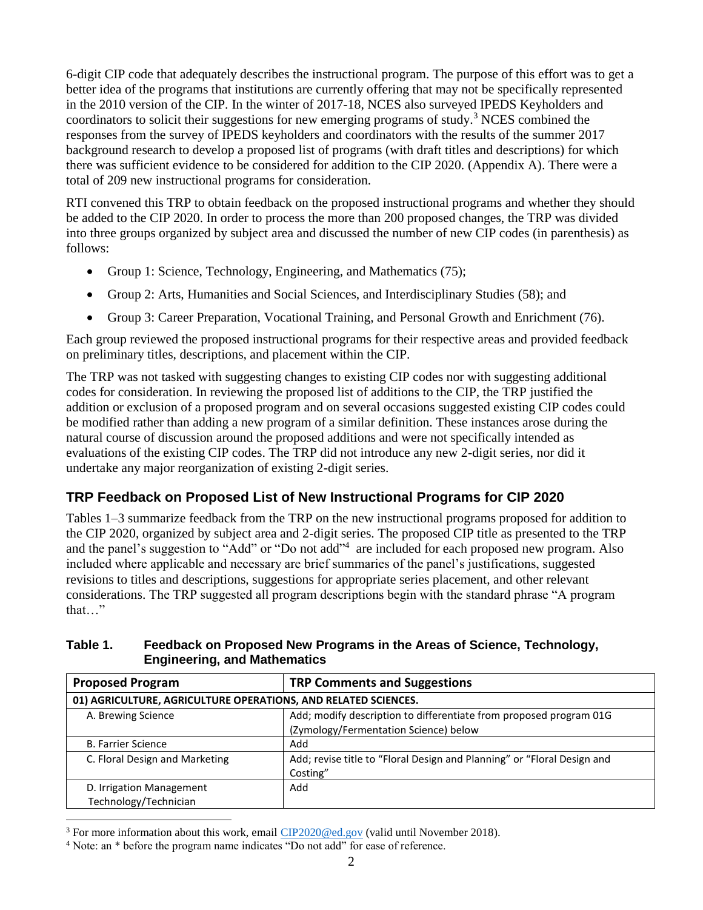6-digit CIP code that adequately describes the instructional program. The purpose of this effort was to get a better idea of the programs that institutions are currently offering that may not be specifically represented in the 2010 version of the CIP. In the winter of 2017-18, NCES also surveyed IPEDS Keyholders and coordinators to solicit their suggestions for new emerging programs of study.[3] NCES combined the responses from the survey of IPEDS keyholders and coordinators with the results of the summer 2017 background research to develop a proposed list of programs (with draft titles and descriptions) for which there was sufficient evidence to be considered for addition to the CIP 2020. (Appendix A). There were a total of 209 new instructional programs for consideration.

RTI convened this TRP to obtain feedback on the proposed instructional programs and whether they should be added to the CIP 2020. In order to process the more than 200 proposed changes, the TRP was divided into three groups organized by subject area and discussed the number of new CIP codes (in parenthesis) as follows:

- Group 1: Science, Technology, Engineering, and Mathematics (75);
- Group 2: Arts, Humanities and Social Sciences, and Interdisciplinary Studies (58); and
- Group 3: Career Preparation, Vocational Training, and Personal Growth and Enrichment (76).

Each group reviewed the proposed instructional programs for their respective areas and provided feedback on preliminary titles, descriptions, and placement within the CIP.

The TRP was not tasked with suggesting changes to existing CIP codes nor with suggesting additional codes for consideration. In reviewing the proposed list of additions to the CIP, the TRP justified the addition or exclusion of a proposed program and on several occasions suggested existing CIP codes could be modified rather than adding a new program of a similar definition. These instances arose during the natural course of discussion around the proposed additions and were not specifically intended as evaluations of the existing CIP codes. The TRP did not introduce any new 2-digit series, nor did it undertake any major reorganization of existing 2-digit series.

## TRP Feedback on Proposed List of New Instructional Programs for CIP 2020

Tables 1–3 summarize feedback from the TRP on the new instructional programs proposed for addition to the CIP 2020, organized by subject area and 2-digit series. The proposed CIP title as presented to the TRP and the panel's suggestion to "Add" or "Do not add"[4] are included for each proposed new program. Also included where applicable and necessary are brief summaries of the panel's justifications, suggested revisions to titles and descriptions, suggestions for appropriate series placement, and other relevant considerations. The TRP suggested all program descriptions begin with the standard phrase "A program that…"

**Table 1. Feedback on Proposed New Programs in the Areas of Science, Technology, Engineering, and Mathematics**

| Proposed Program | TRP Comments and Suggestions |
| --- | --- |
| **01) AGRICULTURE, AGRICULTURE OPERATIONS, AND RELATED SCIENCES.** | |
| A. Brewing Science | Add; modify description to differentiate from proposed program 01G (Zymology/Fermentation Science) below |
| B. Farrier Science | Add |
| C. Floral Design and Marketing | Add; revise title to "Floral Design and Planning" or "Floral Design and Costing" |
| D. Irrigation Management Technology/Technician | Add |

[3] For more information about this work, email CIP2020@ed.gov (valid until November 2018).

[4] Note: an * before the program name indicates "Do not add" for ease of reference.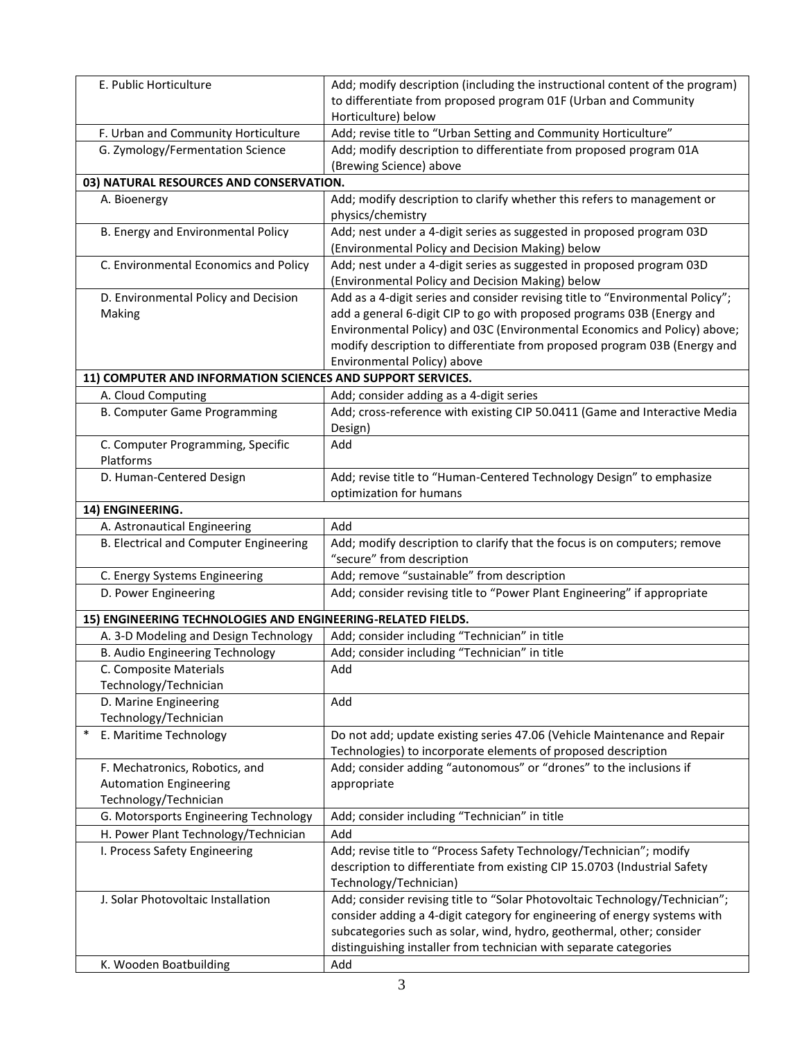| | |
|---|---|
| E. Public Horticulture | Add; modify description (including the instructional content of the program) to differentiate from proposed program 01F (Urban and Community Horticulture) below |
| F. Urban and Community Horticulture | Add; revise title to "Urban Setting and Community Horticulture" |
| G. Zymology/Fermentation Science | Add; modify description to differentiate from proposed program 01A (Brewing Science) above |
| **03) NATURAL RESOURCES AND CONSERVATION.** | |
| A. Bioenergy | Add; modify description to clarify whether this refers to management or physics/chemistry |
| B. Energy and Environmental Policy | Add; nest under a 4-digit series as suggested in proposed program 03D (Environmental Policy and Decision Making) below |
| C. Environmental Economics and Policy | Add; nest under a 4-digit series as suggested in proposed program 03D (Environmental Policy and Decision Making) below |
| D. Environmental Policy and Decision Making | Add as a 4-digit series and consider revising title to "Environmental Policy"; add a general 6-digit CIP to go with proposed programs 03B (Energy and Environmental Policy) and 03C (Environmental Economics and Policy) above; modify description to differentiate from proposed program 03B (Energy and Environmental Policy) above |
| **11) COMPUTER AND INFORMATION SCIENCES AND SUPPORT SERVICES.** | |
| A. Cloud Computing | Add; consider adding as a 4-digit series |
| B. Computer Game Programming | Add; cross-reference with existing CIP 50.0411 (Game and Interactive Media Design) |
| C. Computer Programming, Specific Platforms | Add |
| D. Human-Centered Design | Add; revise title to "Human-Centered Technology Design" to emphasize optimization for humans |
| **14) ENGINEERING.** | |
| A. Astronautical Engineering | Add |
| B. Electrical and Computer Engineering | Add; modify description to clarify that the focus is on computers; remove "secure" from description |
| C. Energy Systems Engineering | Add; remove "sustainable" from description |
| D. Power Engineering | Add; consider revising title to "Power Plant Engineering" if appropriate |
| **15) ENGINEERING TECHNOLOGIES AND ENGINEERING-RELATED FIELDS.** | |
| A. 3-D Modeling and Design Technology | Add; consider including "Technician" in title |
| B. Audio Engineering Technology | Add; consider including "Technician" in title |
| C. Composite Materials Technology/Technician | Add |
| D. Marine Engineering Technology/Technician | Add |
| * E. Maritime Technology | Do not add; update existing series 47.06 (Vehicle Maintenance and Repair Technologies) to incorporate elements of proposed description |
| F. Mechatronics, Robotics, and Automation Engineering Technology/Technician | Add; consider adding "autonomous" or "drones" to the inclusions if appropriate |
| G. Motorsports Engineering Technology | Add; consider including "Technician" in title |
| H. Power Plant Technology/Technician | Add |
| I. Process Safety Engineering | Add; revise title to "Process Safety Technology/Technician"; modify description to differentiate from existing CIP 15.0703 (Industrial Safety Technology/Technician) |
| J. Solar Photovoltaic Installation | Add; consider revising title to "Solar Photovoltaic Technology/Technician"; consider adding a 4-digit category for engineering of energy systems with subcategories such as solar, wind, hydro, geothermal, other; consider distinguishing installer from technician with separate categories |
| K. Wooden Boatbuilding | Add |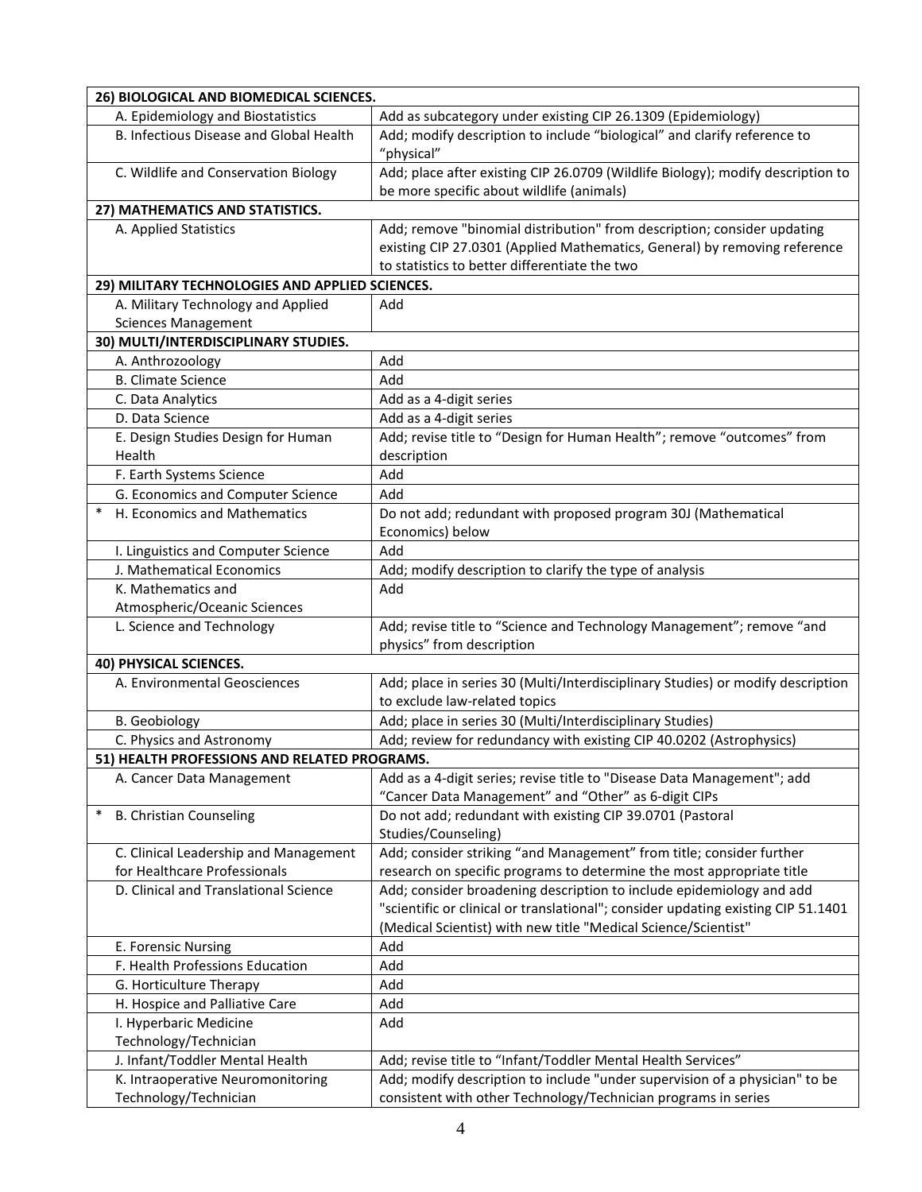| | |
|---|---|
| **26) BIOLOGICAL AND BIOMEDICAL SCIENCES.** | |
| A. Epidemiology and Biostatistics | Add as subcategory under existing CIP 26.1309 (Epidemiology) |
| B. Infectious Disease and Global Health | Add; modify description to include "biological" and clarify reference to "physical" |
| C. Wildlife and Conservation Biology | Add; place after existing CIP 26.0709 (Wildlife Biology); modify description to be more specific about wildlife (animals) |
| **27) MATHEMATICS AND STATISTICS.** | |
| A. Applied Statistics | Add; remove "binomial distribution" from description; consider updating existing CIP 27.0301 (Applied Mathematics, General) by removing reference to statistics to better differentiate the two |
| **29) MILITARY TECHNOLOGIES AND APPLIED SCIENCES.** | |
| A. Military Technology and Applied Sciences Management | Add |
| **30) MULTI/INTERDISCIPLINARY STUDIES.** | |
| A. Anthrozoology | Add |
| B. Climate Science | Add |
| C. Data Analytics | Add as a 4-digit series |
| D. Data Science | Add as a 4-digit series |
| E. Design Studies Design for Human Health | Add; revise title to "Design for Human Health"; remove "outcomes" from description |
| F. Earth Systems Science | Add |
| G. Economics and Computer Science | Add |
| * H. Economics and Mathematics | Do not add; redundant with proposed program 30J (Mathematical Economics) below |
| I. Linguistics and Computer Science | Add |
| J. Mathematical Economics | Add; modify description to clarify the type of analysis |
| K. Mathematics and Atmospheric/Oceanic Sciences | Add |
| L. Science and Technology | Add; revise title to "Science and Technology Management"; remove "and physics" from description |
| **40) PHYSICAL SCIENCES.** | |
| A. Environmental Geosciences | Add; place in series 30 (Multi/Interdisciplinary Studies) or modify description to exclude law-related topics |
| B. Geobiology | Add; place in series 30 (Multi/Interdisciplinary Studies) |
| C. Physics and Astronomy | Add; review for redundancy with existing CIP 40.0202 (Astrophysics) |
| **51) HEALTH PROFESSIONS AND RELATED PROGRAMS.** | |
| A. Cancer Data Management | Add as a 4-digit series; revise title to "Disease Data Management"; add "Cancer Data Management" and "Other" as 6-digit CIPs |
| * B. Christian Counseling | Do not add; redundant with existing CIP 39.0701 (Pastoral Studies/Counseling) |
| C. Clinical Leadership and Management for Healthcare Professionals | Add; consider striking "and Management" from title; consider further research on specific programs to determine the most appropriate title |
| D. Clinical and Translational Science | Add; consider broadening description to include epidemiology and add "scientific or clinical or translational"; consider updating existing CIP 51.1401 (Medical Scientist) with new title "Medical Science/Scientist" |
| E. Forensic Nursing | Add |
| F. Health Professions Education | Add |
| G. Horticulture Therapy | Add |
| H. Hospice and Palliative Care | Add |
| I. Hyperbaric Medicine Technology/Technician | Add |
| J. Infant/Toddler Mental Health | Add; revise title to "Infant/Toddler Mental Health Services" |
| K. Intraoperative Neuromonitoring Technology/Technician | Add; modify description to include "under supervision of a physician" to be consistent with other Technology/Technician programs in series |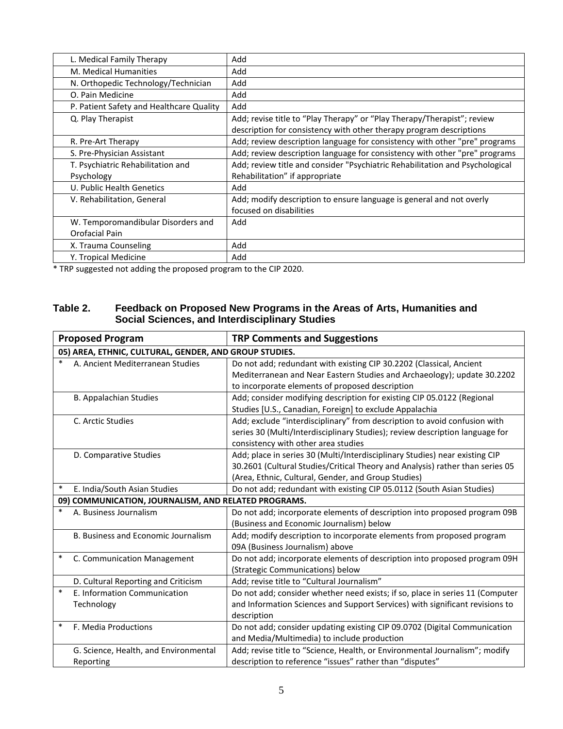| | |
|---|---|
| L. Medical Family Therapy | Add |
| M. Medical Humanities | Add |
| N. Orthopedic Technology/Technician | Add |
| O. Pain Medicine | Add |
| P. Patient Safety and Healthcare Quality | Add |
| Q. Play Therapist | Add; revise title to “Play Therapy” or “Play Therapy/Therapist”; review description for consistency with other therapy program descriptions |
| R. Pre-Art Therapy | Add; review description language for consistency with other "pre" programs |
| S. Pre-Physician Assistant | Add; review description language for consistency with other "pre" programs |
| T. Psychiatric Rehabilitation and Psychology | Add; review title and consider "Psychiatric Rehabilitation and Psychological Rehabilitation" if appropriate |
| U. Public Health Genetics | Add |
| V. Rehabilitation, General | Add; modify description to ensure language is general and not overly focused on disabilities |
| W. Temporomandibular Disorders and Orofacial Pain | Add |
| X. Trauma Counseling | Add |
| Y. Tropical Medicine | Add |

* TRP suggested not adding the proposed program to the CIP 2020.

**Table 2. Feedback on Proposed New Programs in the Areas of Arts, Humanities and Social Sciences, and Interdisciplinary Studies**

| Proposed Program | TRP Comments and Suggestions |
|---|---|
| **05) AREA, ETHNIC, CULTURAL, GENDER, AND GROUP STUDIES.** | |
| * A. Ancient Mediterranean Studies | Do not add; redundant with existing CIP 30.2202 (Classical, Ancient Mediterranean and Near Eastern Studies and Archaeology); update 30.2202 to incorporate elements of proposed description |
| B. Appalachian Studies | Add; consider modifying description for existing CIP 05.0122 (Regional Studies [U.S., Canadian, Foreign] to exclude Appalachia |
| C. Arctic Studies | Add; exclude “interdisciplinary” from description to avoid confusion with series 30 (Multi/Interdisciplinary Studies); review description language for consistency with other area studies |
| D. Comparative Studies | Add; place in series 30 (Multi/Interdisciplinary Studies) near existing CIP 30.2601 (Cultural Studies/Critical Theory and Analysis) rather than series 05 (Area, Ethnic, Cultural, Gender, and Group Studies) |
| * E. India/South Asian Studies | Do not add; redundant with existing CIP 05.0112 (South Asian Studies) |
| **09) COMMUNICATION, JOURNALISM, AND RELATED PROGRAMS.** | |
| * A. Business Journalism | Do not add; incorporate elements of description into proposed program 09B (Business and Economic Journalism) below |
| B. Business and Economic Journalism | Add; modify description to incorporate elements from proposed program 09A (Business Journalism) above |
| * C. Communication Management | Do not add; incorporate elements of description into proposed program 09H (Strategic Communications) below |
| D. Cultural Reporting and Criticism | Add; revise title to “Cultural Journalism” |
| * E. Information Communication Technology | Do not add; consider whether need exists; if so, place in series 11 (Computer and Information Sciences and Support Services) with significant revisions to description |
| * F. Media Productions | Do not add; consider updating existing CIP 09.0702 (Digital Communication and Media/Multimedia) to include production |
| G. Science, Health, and Environmental Reporting | Add; revise title to “Science, Health, or Environmental Journalism”; modify description to reference “issues” rather than “disputes” |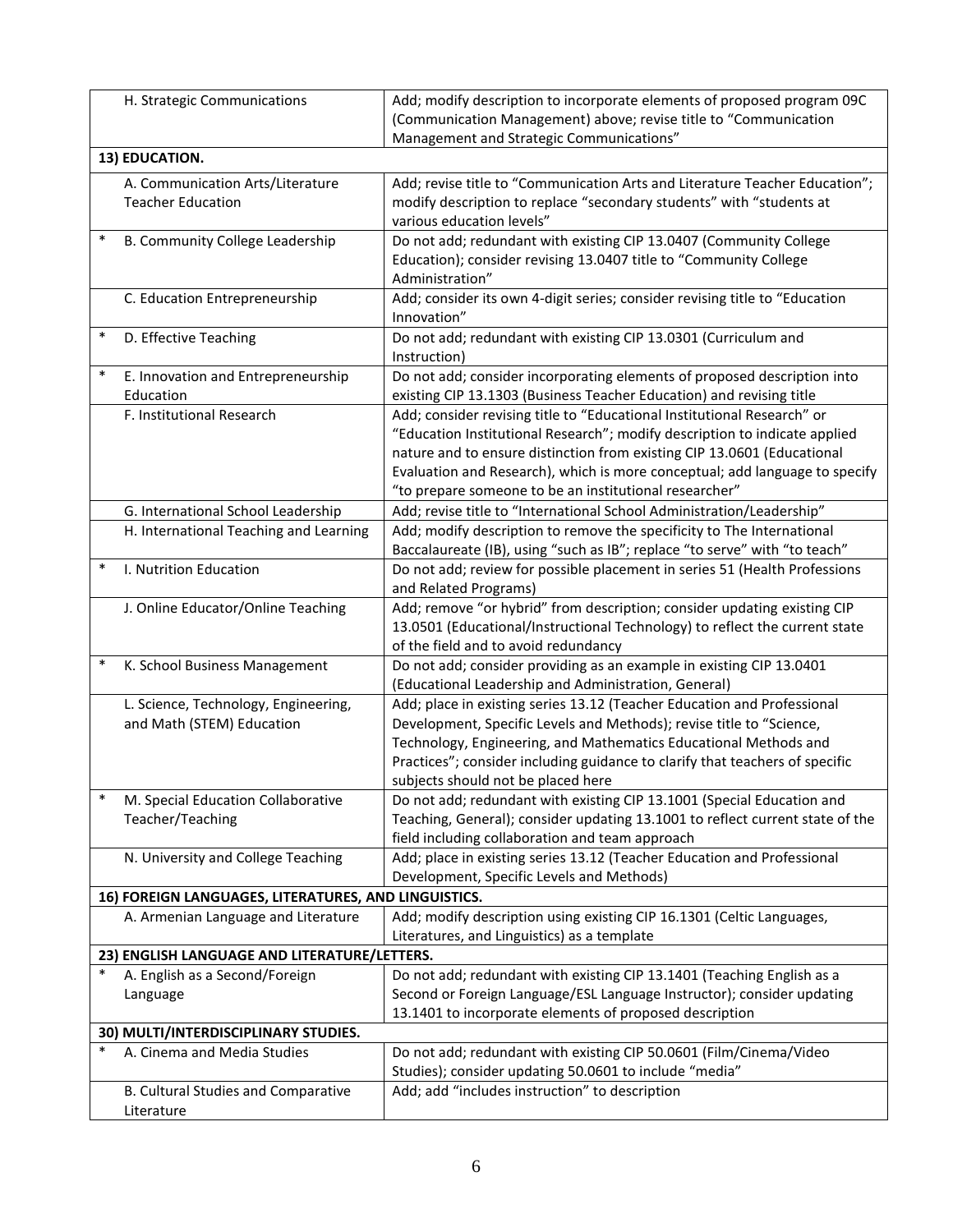| | | |
|---|---|---|
| | H. Strategic Communications | Add; modify description to incorporate elements of proposed program 09C (Communication Management) above; revise title to "Communication Management and Strategic Communications" |
| **13) EDUCATION.** | | |
| | A. Communication Arts/Literature Teacher Education | Add; revise title to "Communication Arts and Literature Teacher Education"; modify description to replace "secondary students" with "students at various education levels" |
| * | B. Community College Leadership | Do not add; redundant with existing CIP 13.0407 (Community College Education); consider revising 13.0407 title to "Community College Administration" |
| | C. Education Entrepreneurship | Add; consider its own 4-digit series; consider revising title to "Education Innovation" |
| * | D. Effective Teaching | Do not add; redundant with existing CIP 13.0301 (Curriculum and Instruction) |
| * | E. Innovation and Entrepreneurship Education | Do not add; consider incorporating elements of proposed description into existing CIP 13.1303 (Business Teacher Education) and revising title |
| | F. Institutional Research | Add; consider revising title to "Educational Institutional Research" or "Education Institutional Research"; modify description to indicate applied nature and to ensure distinction from existing CIP 13.0601 (Educational Evaluation and Research), which is more conceptual; add language to specify "to prepare someone to be an institutional researcher" |
| | G. International School Leadership | Add; revise title to "International School Administration/Leadership" |
| | H. International Teaching and Learning | Add; modify description to remove the specificity to The International Baccalaureate (IB), using "such as IB"; replace "to serve" with "to teach" |
| * | I. Nutrition Education | Do not add; review for possible placement in series 51 (Health Professions and Related Programs) |
| | J. Online Educator/Online Teaching | Add; remove "or hybrid" from description; consider updating existing CIP 13.0501 (Educational/Instructional Technology) to reflect the current state of the field and to avoid redundancy |
| * | K. School Business Management | Do not add; consider providing as an example in existing CIP 13.0401 (Educational Leadership and Administration, General) |
| | L. Science, Technology, Engineering, and Math (STEM) Education | Add; place in existing series 13.12 (Teacher Education and Professional Development, Specific Levels and Methods); revise title to "Science, Technology, Engineering, and Mathematics Educational Methods and Practices"; consider including guidance to clarify that teachers of specific subjects should not be placed here |
| * | M. Special Education Collaborative Teacher/Teaching | Do not add; redundant with existing CIP 13.1001 (Special Education and Teaching, General); consider updating 13.1001 to reflect current state of the field including collaboration and team approach |
| | N. University and College Teaching | Add; place in existing series 13.12 (Teacher Education and Professional Development, Specific Levels and Methods) |
| **16) FOREIGN LANGUAGES, LITERATURES, AND LINGUISTICS.** | | |
| | A. Armenian Language and Literature | Add; modify description using existing CIP 16.1301 (Celtic Languages, Literatures, and Linguistics) as a template |
| **23) ENGLISH LANGUAGE AND LITERATURE/LETTERS.** | | |
| * | A. English as a Second/Foreign Language | Do not add; redundant with existing CIP 13.1401 (Teaching English as a Second or Foreign Language/ESL Language Instructor); consider updating 13.1401 to incorporate elements of proposed description |
| **30) MULTI/INTERDISCIPLINARY STUDIES.** | | |
| * | A. Cinema and Media Studies | Do not add; redundant with existing CIP 50.0601 (Film/Cinema/Video Studies); consider updating 50.0601 to include "media" |
| | B. Cultural Studies and Comparative Literature | Add; add "includes instruction" to description |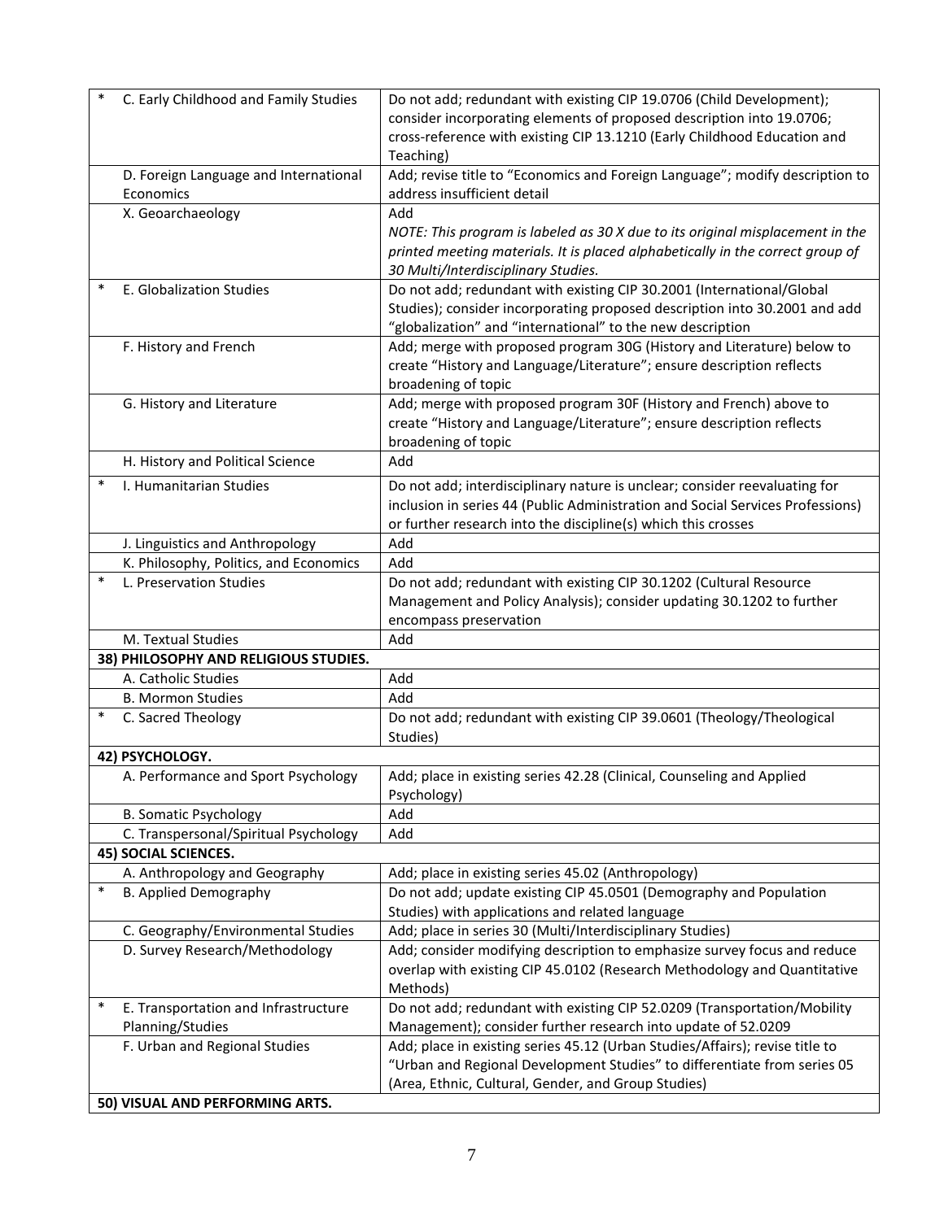| | | |
|---|---|---|
| * | C. Early Childhood and Family Studies | Do not add; redundant with existing CIP 19.0706 (Child Development); consider incorporating elements of proposed description into 19.0706; cross-reference with existing CIP 13.1210 (Early Childhood Education and Teaching) |
| | D. Foreign Language and International Economics | Add; revise title to "Economics and Foreign Language"; modify description to address insufficient detail |
| | X. Geoarchaeology | Add<br>*NOTE: This program is labeled as 30 X due to its original misplacement in the printed meeting materials. It is placed alphabetically in the correct group of 30 Multi/Interdisciplinary Studies.* |
| * | E. Globalization Studies | Do not add; redundant with existing CIP 30.2001 (International/Global Studies); consider incorporating proposed description into 30.2001 and add "globalization" and "international" to the new description |
| | F. History and French | Add; merge with proposed program 30G (History and Literature) below to create "History and Language/Literature"; ensure description reflects broadening of topic |
| | G. History and Literature | Add; merge with proposed program 30F (History and French) above to create "History and Language/Literature"; ensure description reflects broadening of topic |
| | H. History and Political Science | Add |
| * | I. Humanitarian Studies | Do not add; interdisciplinary nature is unclear; consider reevaluating for inclusion in series 44 (Public Administration and Social Services Professions) or further research into the discipline(s) which this crosses |
| | J. Linguistics and Anthropology | Add |
| | K. Philosophy, Politics, and Economics | Add |
| * | L. Preservation Studies | Do not add; redundant with existing CIP 30.1202 (Cultural Resource Management and Policy Analysis); consider updating 30.1202 to further encompass preservation |
| | M. Textual Studies | Add |
| | **38) PHILOSOPHY AND RELIGIOUS STUDIES.** | |
| | A. Catholic Studies | Add |
| | B. Mormon Studies | Add |
| * | C. Sacred Theology | Do not add; redundant with existing CIP 39.0601 (Theology/Theological Studies) |
| | **42) PSYCHOLOGY.** | |
| | A. Performance and Sport Psychology | Add; place in existing series 42.28 (Clinical, Counseling and Applied Psychology) |
| | B. Somatic Psychology | Add |
| | C. Transpersonal/Spiritual Psychology | Add |
| | **45) SOCIAL SCIENCES.** | |
| | A. Anthropology and Geography | Add; place in existing series 45.02 (Anthropology) |
| * | B. Applied Demography | Do not add; update existing CIP 45.0501 (Demography and Population Studies) with applications and related language |
| | C. Geography/Environmental Studies | Add; place in series 30 (Multi/Interdisciplinary Studies) |
| | D. Survey Research/Methodology | Add; consider modifying description to emphasize survey focus and reduce overlap with existing CIP 45.0102 (Research Methodology and Quantitative Methods) |
| * | E. Transportation and Infrastructure Planning/Studies | Do not add; redundant with existing CIP 52.0209 (Transportation/Mobility Management); consider further research into update of 52.0209 |
| | F. Urban and Regional Studies | Add; place in existing series 45.12 (Urban Studies/Affairs); revise title to "Urban and Regional Development Studies" to differentiate from series 05 (Area, Ethnic, Cultural, Gender, and Group Studies) |
| | **50) VISUAL AND PERFORMING ARTS.** | |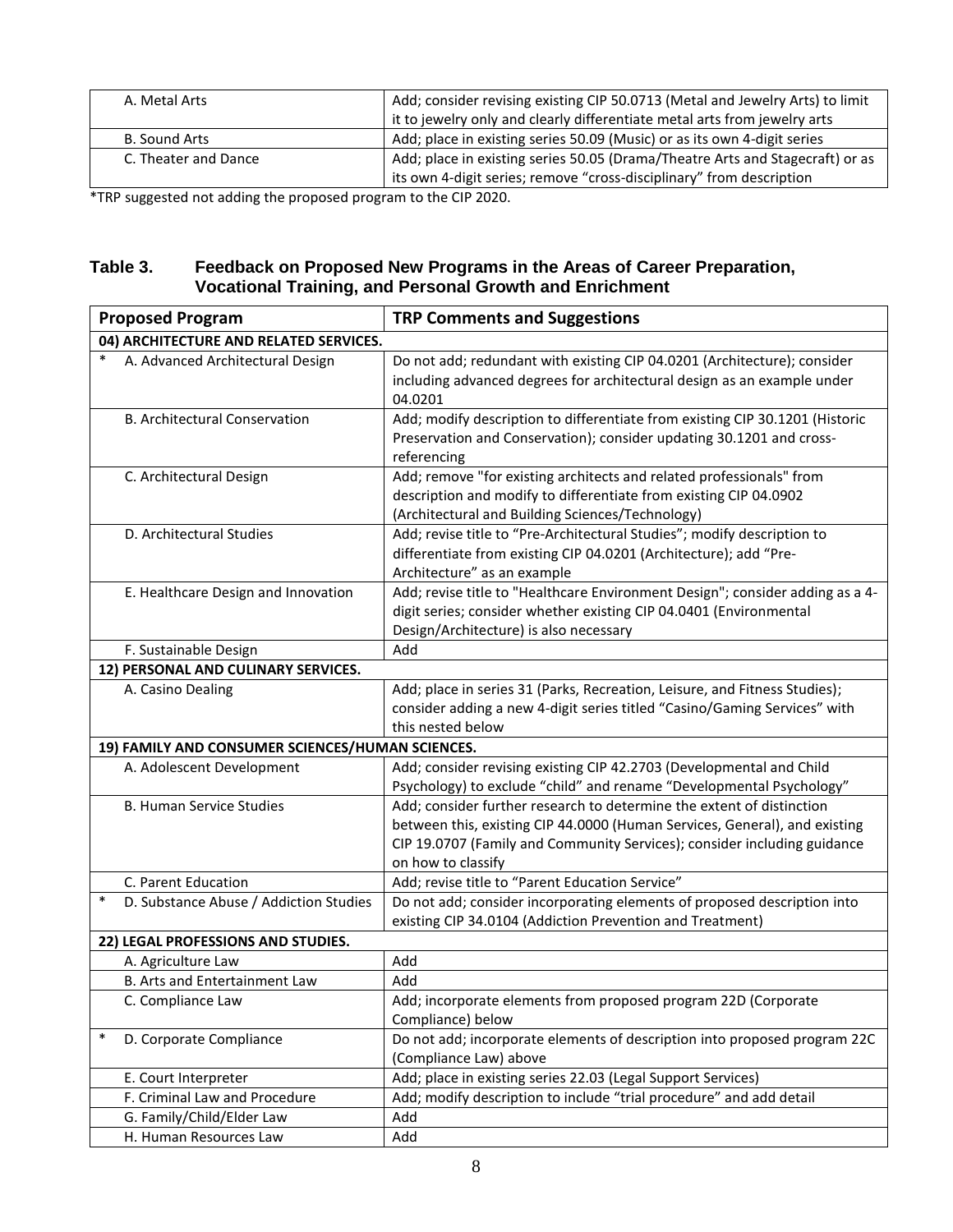| | |
|---|---|
| A. Metal Arts | Add; consider revising existing CIP 50.0713 (Metal and Jewelry Arts) to limit it to jewelry only and clearly differentiate metal arts from jewelry arts |
| B. Sound Arts | Add; place in existing series 50.09 (Music) or as its own 4-digit series |
| C. Theater and Dance | Add; place in existing series 50.05 (Drama/Theatre Arts and Stagecraft) or as its own 4-digit series; remove "cross-disciplinary" from description |

*TRP suggested not adding the proposed program to the CIP 2020.

## Table 3. Feedback on Proposed New Programs in the Areas of Career Preparation, Vocational Training, and Personal Growth and Enrichment

| Proposed Program | TRP Comments and Suggestions |
|---|---|
| **04) ARCHITECTURE AND RELATED SERVICES.** | |
| * A. Advanced Architectural Design | Do not add; redundant with existing CIP 04.0201 (Architecture); consider including advanced degrees for architectural design as an example under 04.0201 |
| B. Architectural Conservation | Add; modify description to differentiate from existing CIP 30.1201 (Historic Preservation and Conservation); consider updating 30.1201 and cross-referencing |
| C. Architectural Design | Add; remove "for existing architects and related professionals" from description and modify to differentiate from existing CIP 04.0902 (Architectural and Building Sciences/Technology) |
| D. Architectural Studies | Add; revise title to "Pre-Architectural Studies"; modify description to differentiate from existing CIP 04.0201 (Architecture); add "Pre-Architecture" as an example |
| E. Healthcare Design and Innovation | Add; revise title to "Healthcare Environment Design"; consider adding as a 4-digit series; consider whether existing CIP 04.0401 (Environmental Design/Architecture) is also necessary |
| F. Sustainable Design | Add |
| **12) PERSONAL AND CULINARY SERVICES.** | |
| A. Casino Dealing | Add; place in series 31 (Parks, Recreation, Leisure, and Fitness Studies); consider adding a new 4-digit series titled "Casino/Gaming Services" with this nested below |
| **19) FAMILY AND CONSUMER SCIENCES/HUMAN SCIENCES.** | |
| A. Adolescent Development | Add; consider revising existing CIP 42.2703 (Developmental and Child Psychology) to exclude "child" and rename "Developmental Psychology" |
| B. Human Service Studies | Add; consider further research to determine the extent of distinction between this, existing CIP 44.0000 (Human Services, General), and existing CIP 19.0707 (Family and Community Services); consider including guidance on how to classify |
| C. Parent Education | Add; revise title to "Parent Education Service" |
| * D. Substance Abuse / Addiction Studies | Do not add; consider incorporating elements of proposed description into existing CIP 34.0104 (Addiction Prevention and Treatment) |
| **22) LEGAL PROFESSIONS AND STUDIES.** | |
| A. Agriculture Law | Add |
| B. Arts and Entertainment Law | Add |
| C. Compliance Law | Add; incorporate elements from proposed program 22D (Corporate Compliance) below |
| * D. Corporate Compliance | Do not add; incorporate elements of description into proposed program 22C (Compliance Law) above |
| E. Court Interpreter | Add; place in existing series 22.03 (Legal Support Services) |
| F. Criminal Law and Procedure | Add; modify description to include "trial procedure" and add detail |
| G. Family/Child/Elder Law | Add |
| H. Human Resources Law | Add |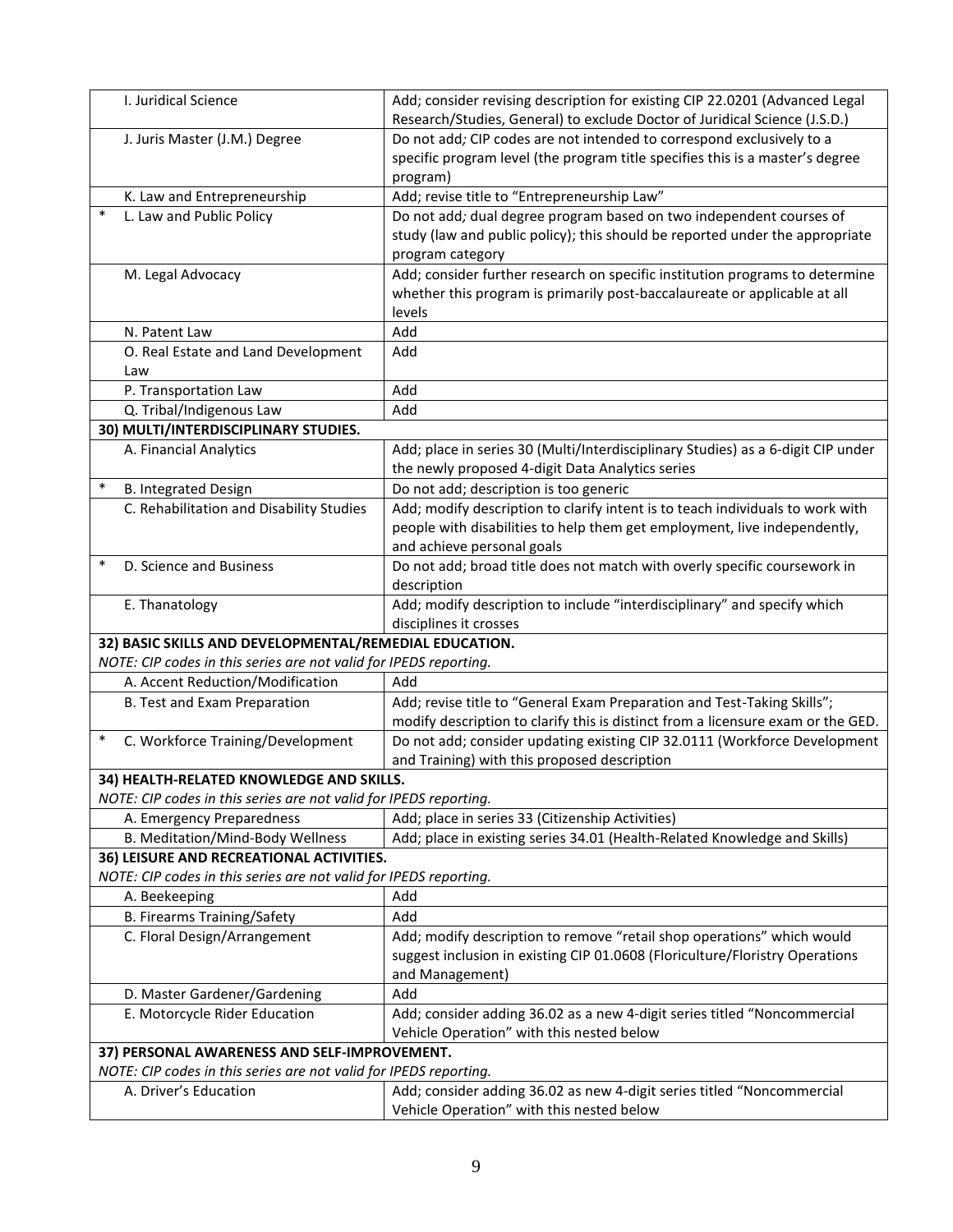| | |
|---|---|
| I. Juridical Science | Add; consider revising description for existing CIP 22.0201 (Advanced Legal Research/Studies, General) to exclude Doctor of Juridical Science (J.S.D.) |
| J. Juris Master (J.M.) Degree | Do not add*;* CIP codes are not intended to correspond exclusively to a specific program level (the program title specifies this is a master's degree program) |
| K. Law and Entrepreneurship | Add; revise title to "Entrepreneurship Law" |
| * L. Law and Public Policy | Do not add*;* dual degree program based on two independent courses of study (law and public policy); this should be reported under the appropriate program category |
| M. Legal Advocacy | Add; consider further research on specific institution programs to determine whether this program is primarily post-baccalaureate or applicable at all levels |
| N. Patent Law | Add |
| O. Real Estate and Land Development Law | Add |
| P. Transportation Law | Add |
| Q. Tribal/Indigenous Law | Add |
| **30) MULTI/INTERDISCIPLINARY STUDIES.** | |
| A. Financial Analytics | Add; place in series 30 (Multi/Interdisciplinary Studies) as a 6-digit CIP under the newly proposed 4-digit Data Analytics series |
| * B. Integrated Design | Do not add; description is too generic |
| C. Rehabilitation and Disability Studies | Add; modify description to clarify intent is to teach individuals to work with people with disabilities to help them get employment, live independently, and achieve personal goals |
| * D. Science and Business | Do not add; broad title does not match with overly specific coursework in description |
| E. Thanatology | Add; modify description to include "interdisciplinary" and specify which disciplines it crosses |
| **32) BASIC SKILLS AND DEVELOPMENTAL/REMEDIAL EDUCATION.** *NOTE: CIP codes in this series are not valid for IPEDS reporting.* | |
| A. Accent Reduction/Modification | Add |
| B. Test and Exam Preparation | Add; revise title to "General Exam Preparation and Test-Taking Skills"; modify description to clarify this is distinct from a licensure exam or the GED. |
| * C. Workforce Training/Development | Do not add; consider updating existing CIP 32.0111 (Workforce Development and Training) with this proposed description |
| **34) HEALTH-RELATED KNOWLEDGE AND SKILLS.** *NOTE: CIP codes in this series are not valid for IPEDS reporting.* | |
| A. Emergency Preparedness | Add; place in series 33 (Citizenship Activities) |
| B. Meditation/Mind-Body Wellness | Add; place in existing series 34.01 (Health-Related Knowledge and Skills) |
| **36) LEISURE AND RECREATIONAL ACTIVITIES.** *NOTE: CIP codes in this series are not valid for IPEDS reporting.* | |
| A. Beekeeping | Add |
| B. Firearms Training/Safety | Add |
| C. Floral Design/Arrangement | Add; modify description to remove "retail shop operations" which would suggest inclusion in existing CIP 01.0608 (Floriculture/Floristry Operations and Management) |
| D. Master Gardener/Gardening | Add |
| E. Motorcycle Rider Education | Add; consider adding 36.02 as a new 4-digit series titled "Noncommercial Vehicle Operation" with this nested below |
| **37) PERSONAL AWARENESS AND SELF-IMPROVEMENT.** *NOTE: CIP codes in this series are not valid for IPEDS reporting.* | |
| A. Driver's Education | Add; consider adding 36.02 as new 4-digit series titled "Noncommercial Vehicle Operation" with this nested below |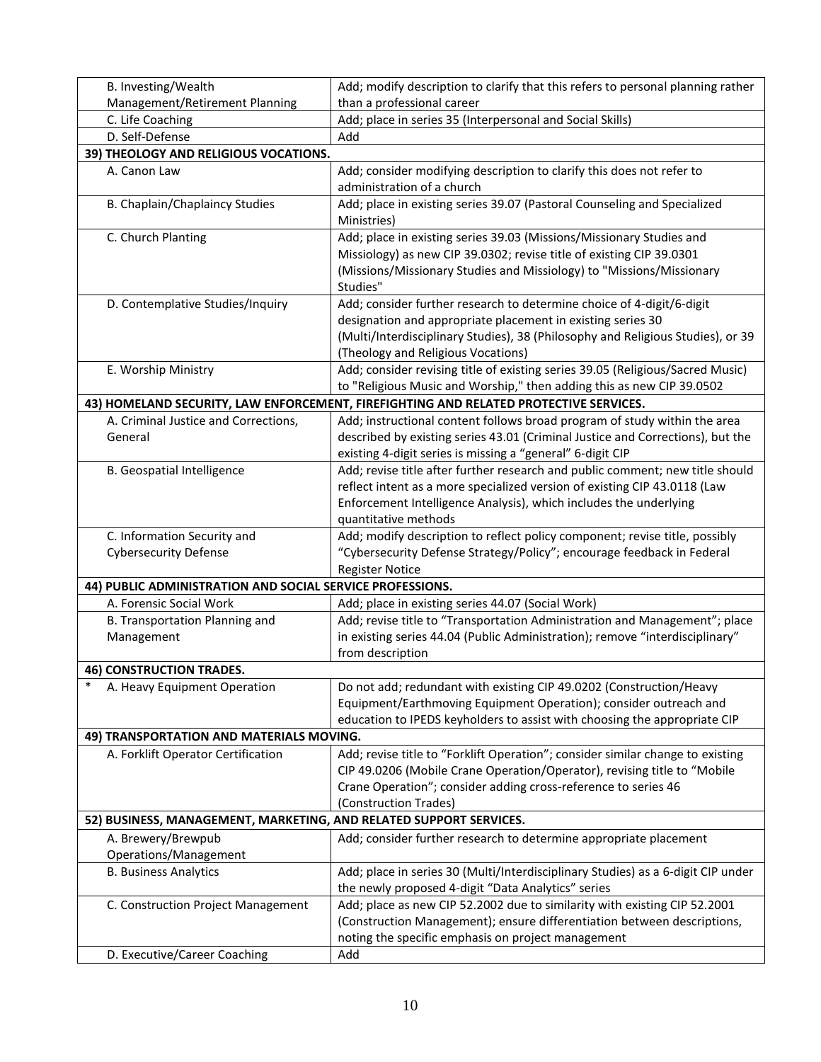| | |
|---|---|
| B. Investing/Wealth Management/Retirement Planning | Add; modify description to clarify that this refers to personal planning rather than a professional career |
| C. Life Coaching | Add; place in series 35 (Interpersonal and Social Skills) |
| D. Self-Defense | Add |
| **39) THEOLOGY AND RELIGIOUS VOCATIONS.** | |
| A. Canon Law | Add; consider modifying description to clarify this does not refer to administration of a church |
| B. Chaplain/Chaplaincy Studies | Add; place in existing series 39.07 (Pastoral Counseling and Specialized Ministries) |
| C. Church Planting | Add; place in existing series 39.03 (Missions/Missionary Studies and Missiology) as new CIP 39.0302; revise title of existing CIP 39.0301 (Missions/Missionary Studies and Missiology) to "Missions/Missionary Studies" |
| D. Contemplative Studies/Inquiry | Add; consider further research to determine choice of 4-digit/6-digit designation and appropriate placement in existing series 30 (Multi/Interdisciplinary Studies), 38 (Philosophy and Religious Studies), or 39 (Theology and Religious Vocations) |
| E. Worship Ministry | Add; consider revising title of existing series 39.05 (Religious/Sacred Music) to "Religious Music and Worship," then adding this as new CIP 39.0502 |
| **43) HOMELAND SECURITY, LAW ENFORCEMENT, FIREFIGHTING AND RELATED PROTECTIVE SERVICES.** | |
| A. Criminal Justice and Corrections, General | Add; instructional content follows broad program of study within the area described by existing series 43.01 (Criminal Justice and Corrections), but the existing 4-digit series is missing a "general" 6-digit CIP |
| B. Geospatial Intelligence | Add; revise title after further research and public comment; new title should reflect intent as a more specialized version of existing CIP 43.0118 (Law Enforcement Intelligence Analysis), which includes the underlying quantitative methods |
| C. Information Security and Cybersecurity Defense | Add; modify description to reflect policy component; revise title, possibly "Cybersecurity Defense Strategy/Policy"; encourage feedback in Federal Register Notice |
| **44) PUBLIC ADMINISTRATION AND SOCIAL SERVICE PROFESSIONS.** | |
| A. Forensic Social Work | Add; place in existing series 44.07 (Social Work) |
| B. Transportation Planning and Management | Add; revise title to "Transportation Administration and Management"; place in existing series 44.04 (Public Administration); remove "interdisciplinary" from description |
| **46) CONSTRUCTION TRADES.** | |
| * A. Heavy Equipment Operation | Do not add; redundant with existing CIP 49.0202 (Construction/Heavy Equipment/Earthmoving Equipment Operation); consider outreach and education to IPEDS keyholders to assist with choosing the appropriate CIP |
| **49) TRANSPORTATION AND MATERIALS MOVING.** | |
| A. Forklift Operator Certification | Add; revise title to "Forklift Operation"; consider similar change to existing CIP 49.0206 (Mobile Crane Operation/Operator), revising title to "Mobile Crane Operation"; consider adding cross-reference to series 46 (Construction Trades) |
| **52) BUSINESS, MANAGEMENT, MARKETING, AND RELATED SUPPORT SERVICES.** | |
| A. Brewery/Brewpub Operations/Management | Add; consider further research to determine appropriate placement |
| B. Business Analytics | Add; place in series 30 (Multi/Interdisciplinary Studies) as a 6-digit CIP under the newly proposed 4-digit "Data Analytics" series |
| C. Construction Project Management | Add; place as new CIP 52.2002 due to similarity with existing CIP 52.2001 (Construction Management); ensure differentiation between descriptions, noting the specific emphasis on project management |
| D. Executive/Career Coaching | Add |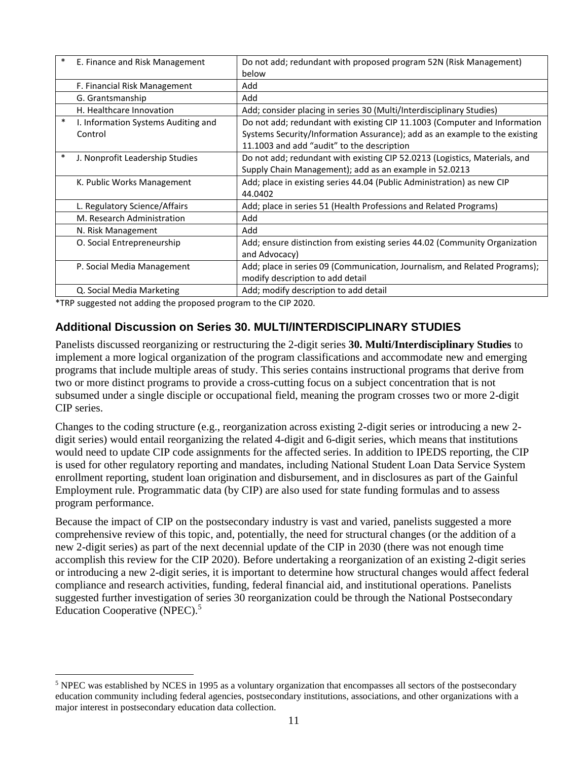| | | |
|---|---|---|
| * | E. Finance and Risk Management | Do not add; redundant with proposed program 52N (Risk Management) below |
| | F. Financial Risk Management | Add |
| | G. Grantsmanship | Add |
| | H. Healthcare Innovation | Add; consider placing in series 30 (Multi/Interdisciplinary Studies) |
| * | I. Information Systems Auditing and Control | Do not add; redundant with existing CIP 11.1003 (Computer and Information Systems Security/Information Assurance); add as an example to the existing 11.1003 and add "audit" to the description |
| * | J. Nonprofit Leadership Studies | Do not add; redundant with existing CIP 52.0213 (Logistics, Materials, and Supply Chain Management); add as an example in 52.0213 |
| | K. Public Works Management | Add; place in existing series 44.04 (Public Administration) as new CIP 44.0402 |
| | L. Regulatory Science/Affairs | Add; place in series 51 (Health Professions and Related Programs) |
| | M. Research Administration | Add |
| | N. Risk Management | Add |
| | O. Social Entrepreneurship | Add; ensure distinction from existing series 44.02 (Community Organization and Advocacy) |
| | P. Social Media Management | Add; place in series 09 (Communication, Journalism, and Related Programs); modify description to add detail |
| | Q. Social Media Marketing | Add; modify description to add detail |

*TRP suggested not adding the proposed program to the CIP 2020.

## Additional Discussion on Series 30. MULTI/INTERDISCIPLINARY STUDIES

Panelists discussed reorganizing or restructuring the 2-digit series **30. Multi/Interdisciplinary Studies** to implement a more logical organization of the program classifications and accommodate new and emerging programs that include multiple areas of study. This series contains instructional programs that derive from two or more distinct programs to provide a cross-cutting focus on a subject concentration that is not subsumed under a single disciple or occupational field, meaning the program crosses two or more 2-digit CIP series.

Changes to the coding structure (e.g., reorganization across existing 2-digit series or introducing a new 2-digit series) would entail reorganizing the related 4-digit and 6-digit series, which means that institutions would need to update CIP code assignments for the affected series. In addition to IPEDS reporting, the CIP is used for other regulatory reporting and mandates, including National Student Loan Data Service System enrollment reporting, student loan origination and disbursement, and in disclosures as part of the Gainful Employment rule. Programmatic data (by CIP) are also used for state funding formulas and to assess program performance.

Because the impact of CIP on the postsecondary industry is vast and varied, panelists suggested a more comprehensive review of this topic, and, potentially, the need for structural changes (or the addition of a new 2-digit series) as part of the next decennial update of the CIP in 2030 (there was not enough time accomplish this review for the CIP 2020). Before undertaking a reorganization of an existing 2-digit series or introducing a new 2-digit series, it is important to determine how structural changes would affect federal compliance and research activities, funding, federal financial aid, and institutional operations. Panelists suggested further investigation of series 30 reorganization could be through the National Postsecondary Education Cooperative (NPEC).[5]

[5] NPEC was established by NCES in 1995 as a voluntary organization that encompasses all sectors of the postsecondary education community including federal agencies, postsecondary institutions, associations, and other organizations with a major interest in postsecondary education data collection.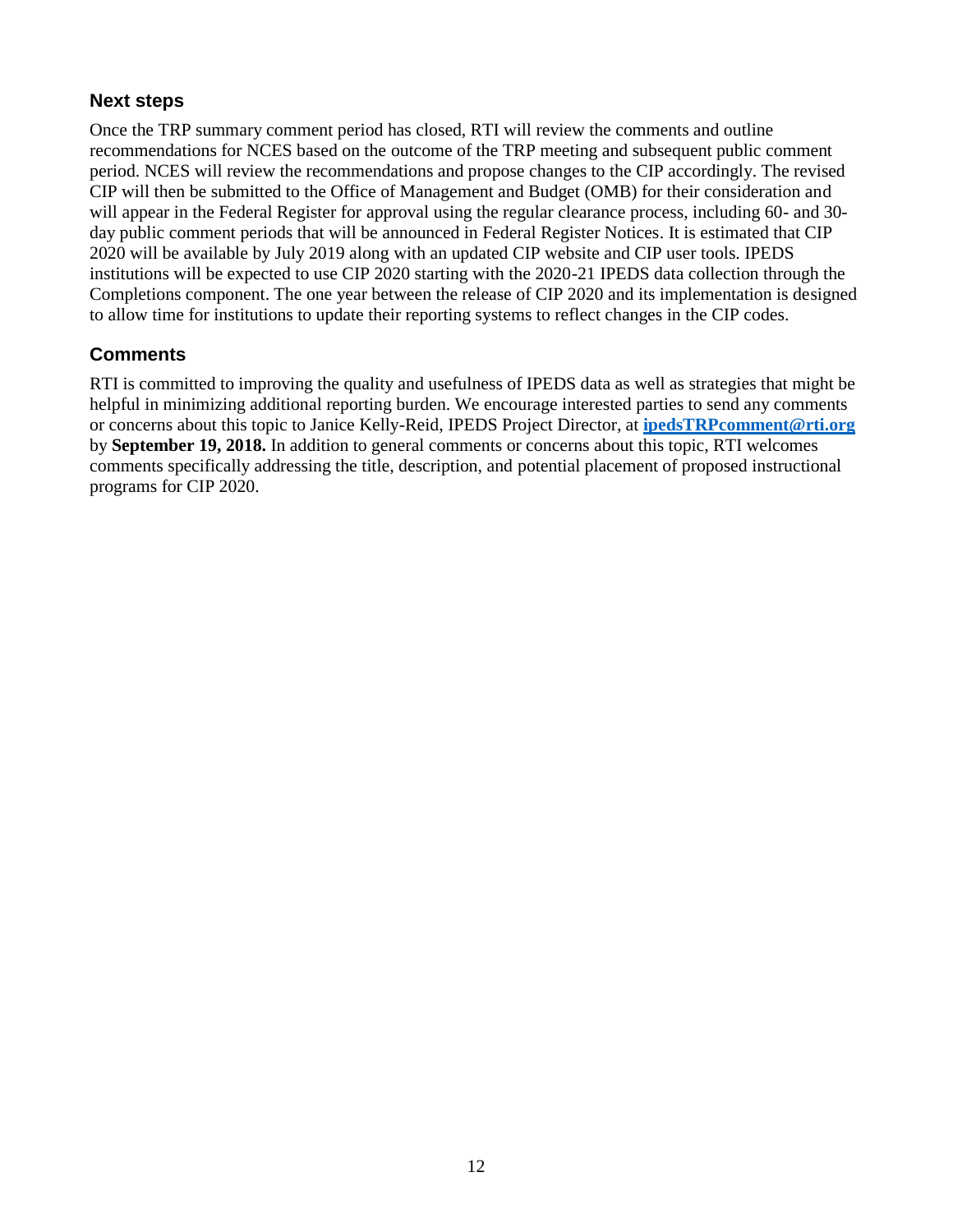## Next steps

Once the TRP summary comment period has closed, RTI will review the comments and outline recommendations for NCES based on the outcome of the TRP meeting and subsequent public comment period. NCES will review the recommendations and propose changes to the CIP accordingly. The revised CIP will then be submitted to the Office of Management and Budget (OMB) for their consideration and will appear in the Federal Register for approval using the regular clearance process, including 60- and 30-day public comment periods that will be announced in Federal Register Notices. It is estimated that CIP 2020 will be available by July 2019 along with an updated CIP website and CIP user tools. IPEDS institutions will be expected to use CIP 2020 starting with the 2020-21 IPEDS data collection through the Completions component. The one year between the release of CIP 2020 and its implementation is designed to allow time for institutions to update their reporting systems to reflect changes in the CIP codes.

## Comments

RTI is committed to improving the quality and usefulness of IPEDS data as well as strategies that might be helpful in minimizing additional reporting burden. We encourage interested parties to send any comments or concerns about this topic to Janice Kelly-Reid, IPEDS Project Director, at **ipedsTRPcomment@rti.org** by **September 19, 2018.** In addition to general comments or concerns about this topic, RTI welcomes comments specifically addressing the title, description, and potential placement of proposed instructional programs for CIP 2020.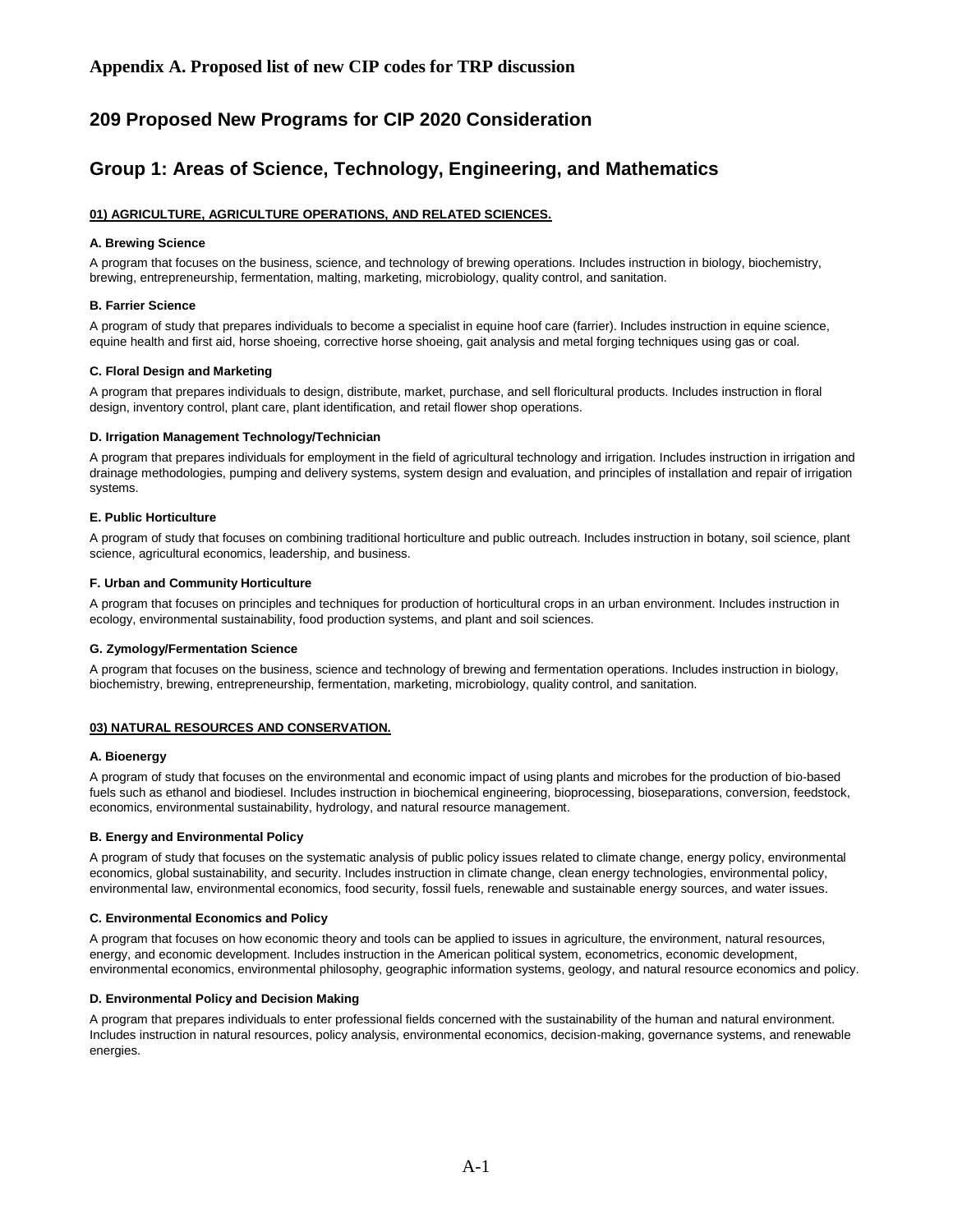## Appendix A. Proposed list of new CIP codes for TRP discussion

# 209 Proposed New Programs for CIP 2020 Consideration

# Group 1: Areas of Science, Technology, Engineering, and Mathematics

### 01) AGRICULTURE, AGRICULTURE OPERATIONS, AND RELATED SCIENCES.

**A. Brewing Science**

A program that focuses on the business, science, and technology of brewing operations. Includes instruction in biology, biochemistry, brewing, entrepreneurship, fermentation, malting, marketing, microbiology, quality control, and sanitation.

**B. Farrier Science**

A program of study that prepares individuals to become a specialist in equine hoof care (farrier). Includes instruction in equine science, equine health and first aid, horse shoeing, corrective horse shoeing, gait analysis and metal forging techniques using gas or coal.

**C. Floral Design and Marketing**

A program that prepares individuals to design, distribute, market, purchase, and sell floricultural products. Includes instruction in floral design, inventory control, plant care, plant identification, and retail flower shop operations.

**D. Irrigation Management Technology/Technician**

A program that prepares individuals for employment in the field of agricultural technology and irrigation. Includes instruction in irrigation and drainage methodologies, pumping and delivery systems, system design and evaluation, and principles of installation and repair of irrigation systems.

**E. Public Horticulture**

A program of study that focuses on combining traditional horticulture and public outreach. Includes instruction in botany, soil science, plant science, agricultural economics, leadership, and business.

**F. Urban and Community Horticulture**

A program that focuses on principles and techniques for production of horticultural crops in an urban environment. Includes instruction in ecology, environmental sustainability, food production systems, and plant and soil sciences.

**G. Zymology/Fermentation Science**

A program that focuses on the business, science and technology of brewing and fermentation operations. Includes instruction in biology, biochemistry, brewing, entrepreneurship, fermentation, marketing, microbiology, quality control, and sanitation.

### 03) NATURAL RESOURCES AND CONSERVATION.

**A. Bioenergy**

A program of study that focuses on the environmental and economic impact of using plants and microbes for the production of bio-based fuels such as ethanol and biodiesel. Includes instruction in biochemical engineering, bioprocessing, bioseparations, conversion, feedstock, economics, environmental sustainability, hydrology, and natural resource management.

**B. Energy and Environmental Policy**

A program of study that focuses on the systematic analysis of public policy issues related to climate change, energy policy, environmental economics, global sustainability, and security. Includes instruction in climate change, clean energy technologies, environmental policy, environmental law, environmental economics, food security, fossil fuels, renewable and sustainable energy sources, and water issues.

**C. Environmental Economics and Policy**

A program that focuses on how economic theory and tools can be applied to issues in agriculture, the environment, natural resources, energy, and economic development. Includes instruction in the American political system, econometrics, economic development, environmental economics, environmental philosophy, geographic information systems, geology, and natural resource economics and policy.

**D. Environmental Policy and Decision Making**

A program that prepares individuals to enter professional fields concerned with the sustainability of the human and natural environment. Includes instruction in natural resources, policy analysis, environmental economics, decision-making, governance systems, and renewable energies.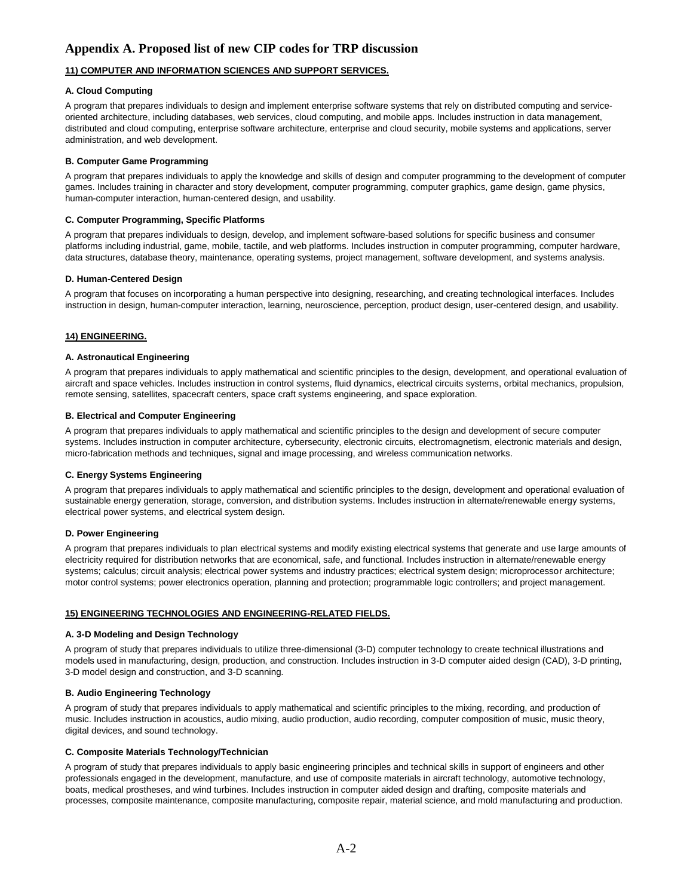# Appendix A. Proposed list of new CIP codes for TRP discussion

## 11) COMPUTER AND INFORMATION SCIENCES AND SUPPORT SERVICES.

### A. Cloud Computing

A program that prepares individuals to design and implement enterprise software systems that rely on distributed computing and service-oriented architecture, including databases, web services, cloud computing, and mobile apps. Includes instruction in data management, distributed and cloud computing, enterprise software architecture, enterprise and cloud security, mobile systems and applications, server administration, and web development.

### B. Computer Game Programming

A program that prepares individuals to apply the knowledge and skills of design and computer programming to the development of computer games. Includes training in character and story development, computer programming, computer graphics, game design, game physics, human-computer interaction, human-centered design, and usability.

### C. Computer Programming, Specific Platforms

A program that prepares individuals to design, develop, and implement software-based solutions for specific business and consumer platforms including industrial, game, mobile, tactile, and web platforms. Includes instruction in computer programming, computer hardware, data structures, database theory, maintenance, operating systems, project management, software development, and systems analysis.

### D. Human-Centered Design

A program that focuses on incorporating a human perspective into designing, researching, and creating technological interfaces. Includes instruction in design, human-computer interaction, learning, neuroscience, perception, product design, user-centered design, and usability.

## 14) ENGINEERING.

### A. Astronautical Engineering

A program that prepares individuals to apply mathematical and scientific principles to the design, development, and operational evaluation of aircraft and space vehicles. Includes instruction in control systems, fluid dynamics, electrical circuits systems, orbital mechanics, propulsion, remote sensing, satellites, spacecraft centers, space craft systems engineering, and space exploration.

### B. Electrical and Computer Engineering

A program that prepares individuals to apply mathematical and scientific principles to the design and development of secure computer systems. Includes instruction in computer architecture, cybersecurity, electronic circuits, electromagnetism, electronic materials and design, micro-fabrication methods and techniques, signal and image processing, and wireless communication networks.

### C. Energy Systems Engineering

A program that prepares individuals to apply mathematical and scientific principles to the design, development and operational evaluation of sustainable energy generation, storage, conversion, and distribution systems. Includes instruction in alternate/renewable energy systems, electrical power systems, and electrical system design.

### D. Power Engineering

A program that prepares individuals to plan electrical systems and modify existing electrical systems that generate and use large amounts of electricity required for distribution networks that are economical, safe, and functional. Includes instruction in alternate/renewable energy systems; calculus; circuit analysis; electrical power systems and industry practices; electrical system design; microprocessor architecture; motor control systems; power electronics operation, planning and protection; programmable logic controllers; and project management.

## 15) ENGINEERING TECHNOLOGIES AND ENGINEERING-RELATED FIELDS.

### A. 3-D Modeling and Design Technology

A program of study that prepares individuals to utilize three-dimensional (3-D) computer technology to create technical illustrations and models used in manufacturing, design, production, and construction. Includes instruction in 3-D computer aided design (CAD), 3-D printing, 3-D model design and construction, and 3-D scanning.

### B. Audio Engineering Technology

A program of study that prepares individuals to apply mathematical and scientific principles to the mixing, recording, and production of music. Includes instruction in acoustics, audio mixing, audio production, audio recording, computer composition of music, music theory, digital devices, and sound technology.

### C. Composite Materials Technology/Technician

A program of study that prepares individuals to apply basic engineering principles and technical skills in support of engineers and other professionals engaged in the development, manufacture, and use of composite materials in aircraft technology, automotive technology, boats, medical prostheses, and wind turbines. Includes instruction in computer aided design and drafting, composite materials and processes, composite maintenance, composite manufacturing, composite repair, material science, and mold manufacturing and production.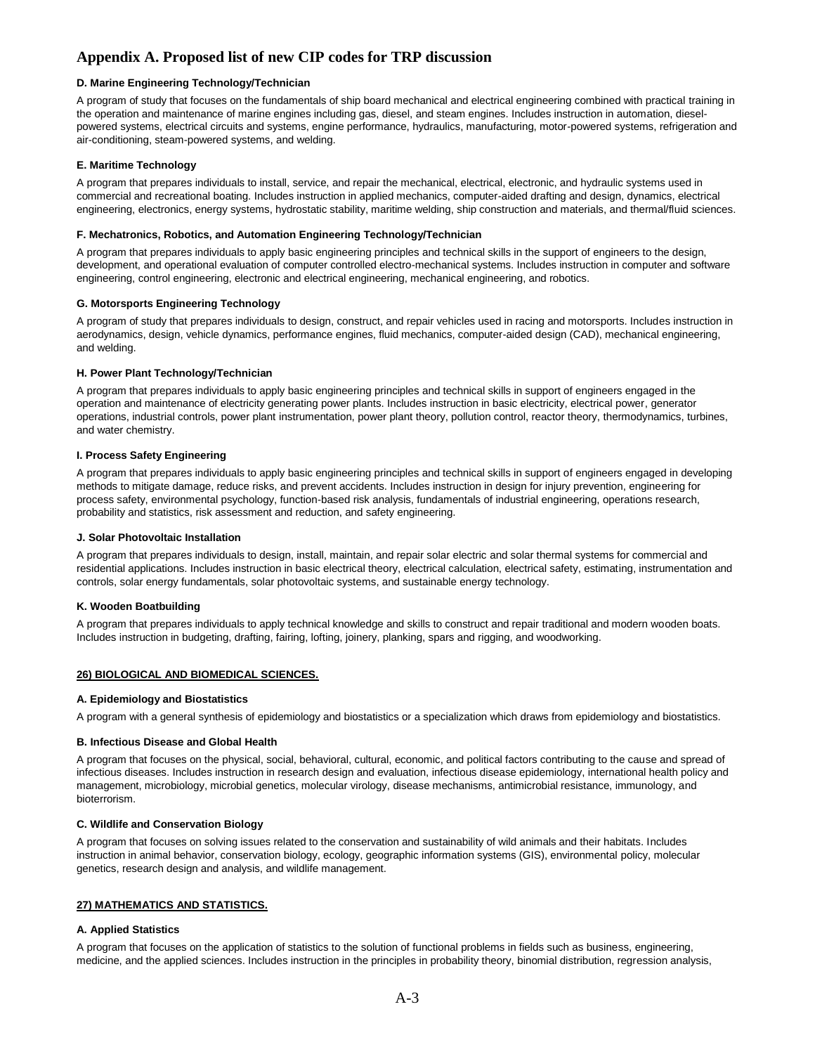# Appendix A. Proposed list of new CIP codes for TRP discussion

**D. Marine Engineering Technology/Technician**

A program of study that focuses on the fundamentals of ship board mechanical and electrical engineering combined with practical training in the operation and maintenance of marine engines including gas, diesel, and steam engines. Includes instruction in automation, diesel-powered systems, electrical circuits and systems, engine performance, hydraulics, manufacturing, motor-powered systems, refrigeration and air-conditioning, steam-powered systems, and welding.

**E. Maritime Technology**

A program that prepares individuals to install, service, and repair the mechanical, electrical, electronic, and hydraulic systems used in commercial and recreational boating. Includes instruction in applied mechanics, computer-aided drafting and design, dynamics, electrical engineering, electronics, energy systems, hydrostatic stability, maritime welding, ship construction and materials, and thermal/fluid sciences.

**F. Mechatronics, Robotics, and Automation Engineering Technology/Technician**

A program that prepares individuals to apply basic engineering principles and technical skills in the support of engineers to the design, development, and operational evaluation of computer controlled electro-mechanical systems. Includes instruction in computer and software engineering, control engineering, electronic and electrical engineering, mechanical engineering, and robotics.

**G. Motorsports Engineering Technology**

A program of study that prepares individuals to design, construct, and repair vehicles used in racing and motorsports. Includes instruction in aerodynamics, design, vehicle dynamics, performance engines, fluid mechanics, computer-aided design (CAD), mechanical engineering, and welding.

**H. Power Plant Technology/Technician**

A program that prepares individuals to apply basic engineering principles and technical skills in support of engineers engaged in the operation and maintenance of electricity generating power plants. Includes instruction in basic electricity, electrical power, generator operations, industrial controls, power plant instrumentation, power plant theory, pollution control, reactor theory, thermodynamics, turbines, and water chemistry.

**I. Process Safety Engineering**

A program that prepares individuals to apply basic engineering principles and technical skills in support of engineers engaged in developing methods to mitigate damage, reduce risks, and prevent accidents. Includes instruction in design for injury prevention, engineering for process safety, environmental psychology, function-based risk analysis, fundamentals of industrial engineering, operations research, probability and statistics, risk assessment and reduction, and safety engineering.

**J. Solar Photovoltaic Installation**

A program that prepares individuals to design, install, maintain, and repair solar electric and solar thermal systems for commercial and residential applications. Includes instruction in basic electrical theory, electrical calculation, electrical safety, estimating, instrumentation and controls, solar energy fundamentals, solar photovoltaic systems, and sustainable energy technology.

**K. Wooden Boatbuilding**

A program that prepares individuals to apply technical knowledge and skills to construct and repair traditional and modern wooden boats. Includes instruction in budgeting, drafting, fairing, lofting, joinery, planking, spars and rigging, and woodworking.

## 26) BIOLOGICAL AND BIOMEDICAL SCIENCES.

**A. Epidemiology and Biostatistics**

A program with a general synthesis of epidemiology and biostatistics or a specialization which draws from epidemiology and biostatistics.

**B. Infectious Disease and Global Health**

A program that focuses on the physical, social, behavioral, cultural, economic, and political factors contributing to the cause and spread of infectious diseases. Includes instruction in research design and evaluation, infectious disease epidemiology, international health policy and management, microbiology, microbial genetics, molecular virology, disease mechanisms, antimicrobial resistance, immunology, and bioterrorism.

**C. Wildlife and Conservation Biology**

A program that focuses on solving issues related to the conservation and sustainability of wild animals and their habitats. Includes instruction in animal behavior, conservation biology, ecology, geographic information systems (GIS), environmental policy, molecular genetics, research design and analysis, and wildlife management.

## 27) MATHEMATICS AND STATISTICS.

**A. Applied Statistics**

A program that focuses on the application of statistics to the solution of functional problems in fields such as business, engineering, medicine, and the applied sciences. Includes instruction in the principles in probability theory, binomial distribution, regression analysis,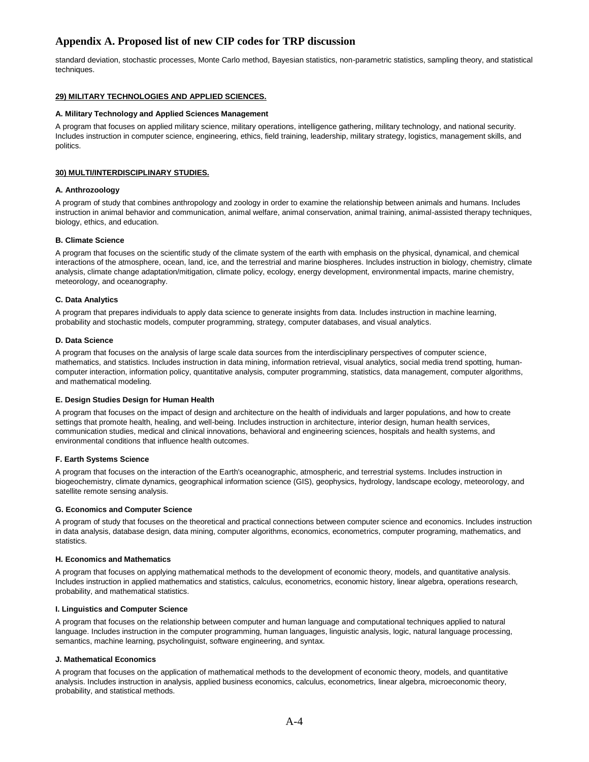# Appendix A. Proposed list of new CIP codes for TRP discussion

standard deviation, stochastic processes, Monte Carlo method, Bayesian statistics, non-parametric statistics, sampling theory, and statistical techniques.

**29) MILITARY TECHNOLOGIES AND APPLIED SCIENCES.**

**A. Military Technology and Applied Sciences Management**

A program that focuses on applied military science, military operations, intelligence gathering, military technology, and national security. Includes instruction in computer science, engineering, ethics, field training, leadership, military strategy, logistics, management skills, and politics.

**30) MULTI/INTERDISCIPLINARY STUDIES.**

**A. Anthrozoology**

A program of study that combines anthropology and zoology in order to examine the relationship between animals and humans. Includes instruction in animal behavior and communication, animal welfare, animal conservation, animal training, animal-assisted therapy techniques, biology, ethics, and education.

**B. Climate Science**

A program that focuses on the scientific study of the climate system of the earth with emphasis on the physical, dynamical, and chemical interactions of the atmosphere, ocean, land, ice, and the terrestrial and marine biospheres. Includes instruction in biology, chemistry, climate analysis, climate change adaptation/mitigation, climate policy, ecology, energy development, environmental impacts, marine chemistry, meteorology, and oceanography.

**C. Data Analytics**

A program that prepares individuals to apply data science to generate insights from data. Includes instruction in machine learning, probability and stochastic models, computer programming, strategy, computer databases, and visual analytics.

**D. Data Science**

A program that focuses on the analysis of large scale data sources from the interdisciplinary perspectives of computer science, mathematics, and statistics. Includes instruction in data mining, information retrieval, visual analytics, social media trend spotting, human-computer interaction, information policy, quantitative analysis, computer programming, statistics, data management, computer algorithms, and mathematical modeling.

**E. Design Studies Design for Human Health**

A program that focuses on the impact of design and architecture on the health of individuals and larger populations, and how to create settings that promote health, healing, and well-being. Includes instruction in architecture, interior design, human health services, communication studies, medical and clinical innovations, behavioral and engineering sciences, hospitals and health systems, and environmental conditions that influence health outcomes.

**F. Earth Systems Science**

A program that focuses on the interaction of the Earth's oceanographic, atmospheric, and terrestrial systems. Includes instruction in biogeochemistry, climate dynamics, geographical information science (GIS), geophysics, hydrology, landscape ecology, meteorology, and satellite remote sensing analysis.

**G. Economics and Computer Science**

A program of study that focuses on the theoretical and practical connections between computer science and economics. Includes instruction in data analysis, database design, data mining, computer algorithms, economics, econometrics, computer programing, mathematics, and statistics.

**H. Economics and Mathematics**

A program that focuses on applying mathematical methods to the development of economic theory, models, and quantitative analysis. Includes instruction in applied mathematics and statistics, calculus, econometrics, economic history, linear algebra, operations research, probability, and mathematical statistics.

**I. Linguistics and Computer Science**

A program that focuses on the relationship between computer and human language and computational techniques applied to natural language. Includes instruction in the computer programming, human languages, linguistic analysis, logic, natural language processing, semantics, machine learning, psycholinguist, software engineering, and syntax.

**J. Mathematical Economics**

A program that focuses on the application of mathematical methods to the development of economic theory, models, and quantitative analysis. Includes instruction in analysis, applied business economics, calculus, econometrics, linear algebra, microeconomic theory, probability, and statistical methods.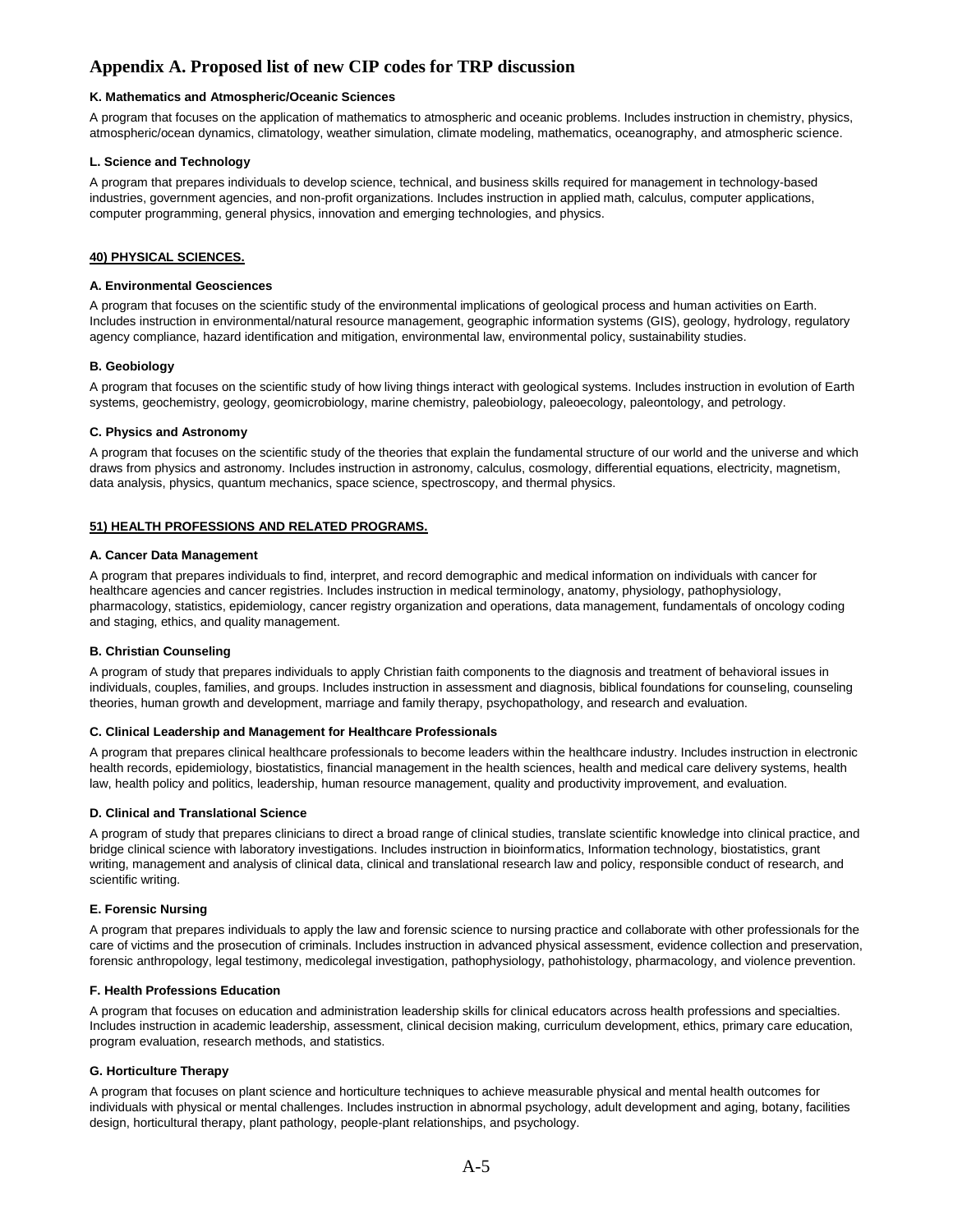# Appendix A. Proposed list of new CIP codes for TRP discussion

**K. Mathematics and Atmospheric/Oceanic Sciences**

A program that focuses on the application of mathematics to atmospheric and oceanic problems. Includes instruction in chemistry, physics, atmospheric/ocean dynamics, climatology, weather simulation, climate modeling, mathematics, oceanography, and atmospheric science.

**L. Science and Technology**

A program that prepares individuals to develop science, technical, and business skills required for management in technology-based industries, government agencies, and non-profit organizations. Includes instruction in applied math, calculus, computer applications, computer programming, general physics, innovation and emerging technologies, and physics.

**<u>40) PHYSICAL SCIENCES.</u>**

**A. Environmental Geosciences**

A program that focuses on the scientific study of the environmental implications of geological process and human activities on Earth. Includes instruction in environmental/natural resource management, geographic information systems (GIS), geology, hydrology, regulatory agency compliance, hazard identification and mitigation, environmental law, environmental policy, sustainability studies.

**B. Geobiology**

A program that focuses on the scientific study of how living things interact with geological systems. Includes instruction in evolution of Earth systems, geochemistry, geology, geomicrobiology, marine chemistry, paleobiology, paleoecology, paleontology, and petrology.

**C. Physics and Astronomy**

A program that focuses on the scientific study of the theories that explain the fundamental structure of our world and the universe and which draws from physics and astronomy. Includes instruction in astronomy, calculus, cosmology, differential equations, electricity, magnetism, data analysis, physics, quantum mechanics, space science, spectroscopy, and thermal physics.

**<u>51) HEALTH PROFESSIONS AND RELATED PROGRAMS.</u>**

**A. Cancer Data Management**

A program that prepares individuals to find, interpret, and record demographic and medical information on individuals with cancer for healthcare agencies and cancer registries. Includes instruction in medical terminology, anatomy, physiology, pathophysiology, pharmacology, statistics, epidemiology, cancer registry organization and operations, data management, fundamentals of oncology coding and staging, ethics, and quality management.

**B. Christian Counseling**

A program of study that prepares individuals to apply Christian faith components to the diagnosis and treatment of behavioral issues in individuals, couples, families, and groups. Includes instruction in assessment and diagnosis, biblical foundations for counseling, counseling theories, human growth and development, marriage and family therapy, psychopathology, and research and evaluation.

**C. Clinical Leadership and Management for Healthcare Professionals**

A program that prepares clinical healthcare professionals to become leaders within the healthcare industry. Includes instruction in electronic health records, epidemiology, biostatistics, financial management in the health sciences, health and medical care delivery systems, health law, health policy and politics, leadership, human resource management, quality and productivity improvement, and evaluation.

**D. Clinical and Translational Science**

A program of study that prepares clinicians to direct a broad range of clinical studies, translate scientific knowledge into clinical practice, and bridge clinical science with laboratory investigations. Includes instruction in bioinformatics, Information technology, biostatistics, grant writing, management and analysis of clinical data, clinical and translational research law and policy, responsible conduct of research, and scientific writing.

**E. Forensic Nursing**

A program that prepares individuals to apply the law and forensic science to nursing practice and collaborate with other professionals for the care of victims and the prosecution of criminals. Includes instruction in advanced physical assessment, evidence collection and preservation, forensic anthropology, legal testimony, medicolegal investigation, pathophysiology, pathohistology, pharmacology, and violence prevention.

**F. Health Professions Education**

A program that focuses on education and administration leadership skills for clinical educators across health professions and specialties. Includes instruction in academic leadership, assessment, clinical decision making, curriculum development, ethics, primary care education, program evaluation, research methods, and statistics.

**G. Horticulture Therapy**

A program that focuses on plant science and horticulture techniques to achieve measurable physical and mental health outcomes for individuals with physical or mental challenges. Includes instruction in abnormal psychology, adult development and aging, botany, facilities design, horticultural therapy, plant pathology, people-plant relationships, and psychology.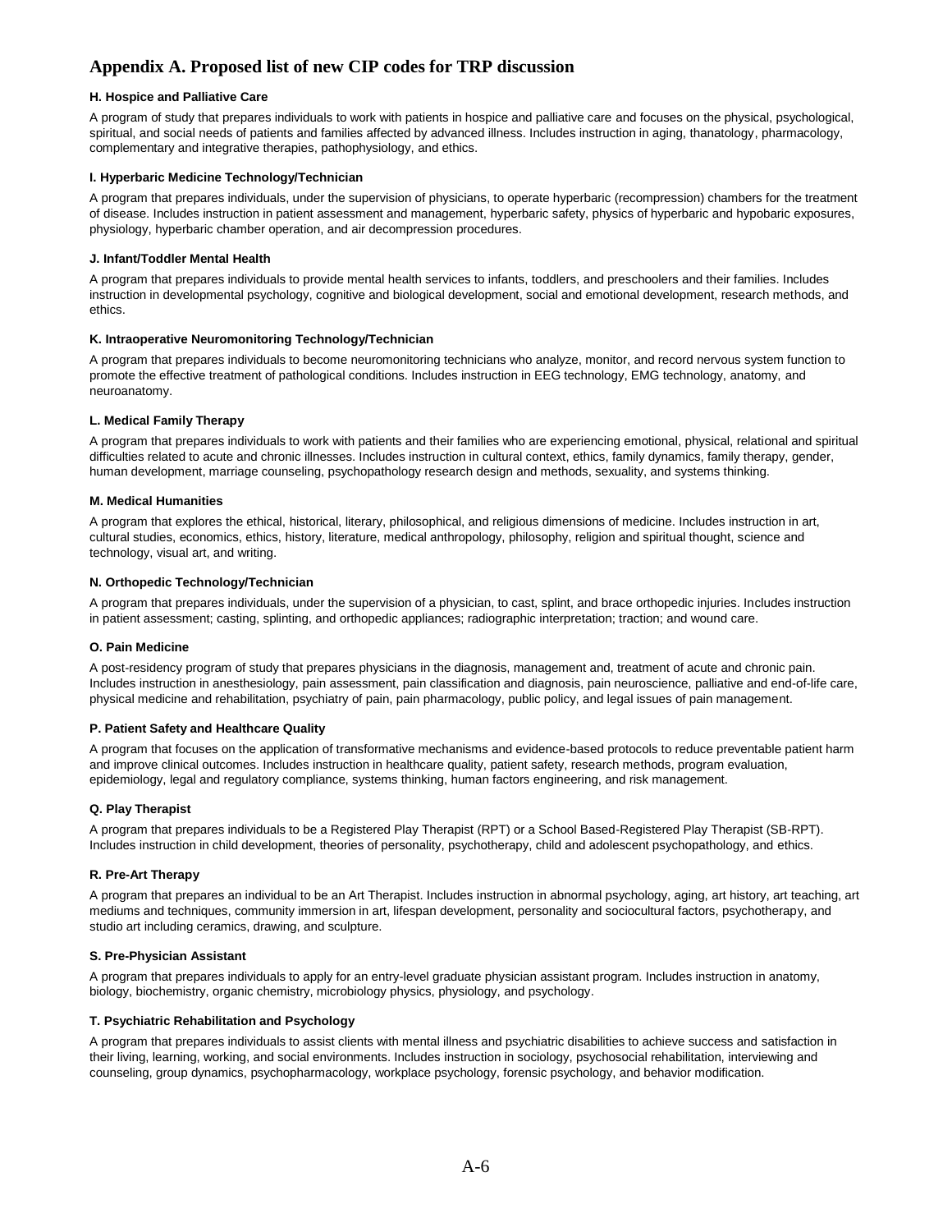# Appendix A. Proposed list of new CIP codes for TRP discussion

**H. Hospice and Palliative Care**

A program of study that prepares individuals to work with patients in hospice and palliative care and focuses on the physical, psychological, spiritual, and social needs of patients and families affected by advanced illness. Includes instruction in aging, thanatology, pharmacology, complementary and integrative therapies, pathophysiology, and ethics.

**I. Hyperbaric Medicine Technology/Technician**

A program that prepares individuals, under the supervision of physicians, to operate hyperbaric (recompression) chambers for the treatment of disease. Includes instruction in patient assessment and management, hyperbaric safety, physics of hyperbaric and hypobaric exposures, physiology, hyperbaric chamber operation, and air decompression procedures.

**J. Infant/Toddler Mental Health**

A program that prepares individuals to provide mental health services to infants, toddlers, and preschoolers and their families. Includes instruction in developmental psychology, cognitive and biological development, social and emotional development, research methods, and ethics.

**K. Intraoperative Neuromonitoring Technology/Technician**

A program that prepares individuals to become neuromonitoring technicians who analyze, monitor, and record nervous system function to promote the effective treatment of pathological conditions. Includes instruction in EEG technology, EMG technology, anatomy, and neuroanatomy.

**L. Medical Family Therapy**

A program that prepares individuals to work with patients and their families who are experiencing emotional, physical, relational and spiritual difficulties related to acute and chronic illnesses. Includes instruction in cultural context, ethics, family dynamics, family therapy, gender, human development, marriage counseling, psychopathology research design and methods, sexuality, and systems thinking.

**M. Medical Humanities**

A program that explores the ethical, historical, literary, philosophical, and religious dimensions of medicine. Includes instruction in art, cultural studies, economics, ethics, history, literature, medical anthropology, philosophy, religion and spiritual thought, science and technology, visual art, and writing.

**N. Orthopedic Technology/Technician**

A program that prepares individuals, under the supervision of a physician, to cast, splint, and brace orthopedic injuries. Includes instruction in patient assessment; casting, splinting, and orthopedic appliances; radiographic interpretation; traction; and wound care.

**O. Pain Medicine**

A post-residency program of study that prepares physicians in the diagnosis, management and, treatment of acute and chronic pain. Includes instruction in anesthesiology, pain assessment, pain classification and diagnosis, pain neuroscience, palliative and end-of-life care, physical medicine and rehabilitation, psychiatry of pain, pain pharmacology, public policy, and legal issues of pain management.

**P. Patient Safety and Healthcare Quality**

A program that focuses on the application of transformative mechanisms and evidence-based protocols to reduce preventable patient harm and improve clinical outcomes. Includes instruction in healthcare quality, patient safety, research methods, program evaluation, epidemiology, legal and regulatory compliance, systems thinking, human factors engineering, and risk management.

**Q. Play Therapist**

A program that prepares individuals to be a Registered Play Therapist (RPT) or a School Based-Registered Play Therapist (SB-RPT). Includes instruction in child development, theories of personality, psychotherapy, child and adolescent psychopathology, and ethics.

**R. Pre-Art Therapy**

A program that prepares an individual to be an Art Therapist. Includes instruction in abnormal psychology, aging, art history, art teaching, art mediums and techniques, community immersion in art, lifespan development, personality and sociocultural factors, psychotherapy, and studio art including ceramics, drawing, and sculpture.

**S. Pre-Physician Assistant**

A program that prepares individuals to apply for an entry-level graduate physician assistant program. Includes instruction in anatomy, biology, biochemistry, organic chemistry, microbiology physics, physiology, and psychology.

**T. Psychiatric Rehabilitation and Psychology**

A program that prepares individuals to assist clients with mental illness and psychiatric disabilities to achieve success and satisfaction in their living, learning, working, and social environments. Includes instruction in sociology, psychosocial rehabilitation, interviewing and counseling, group dynamics, psychopharmacology, workplace psychology, forensic psychology, and behavior modification.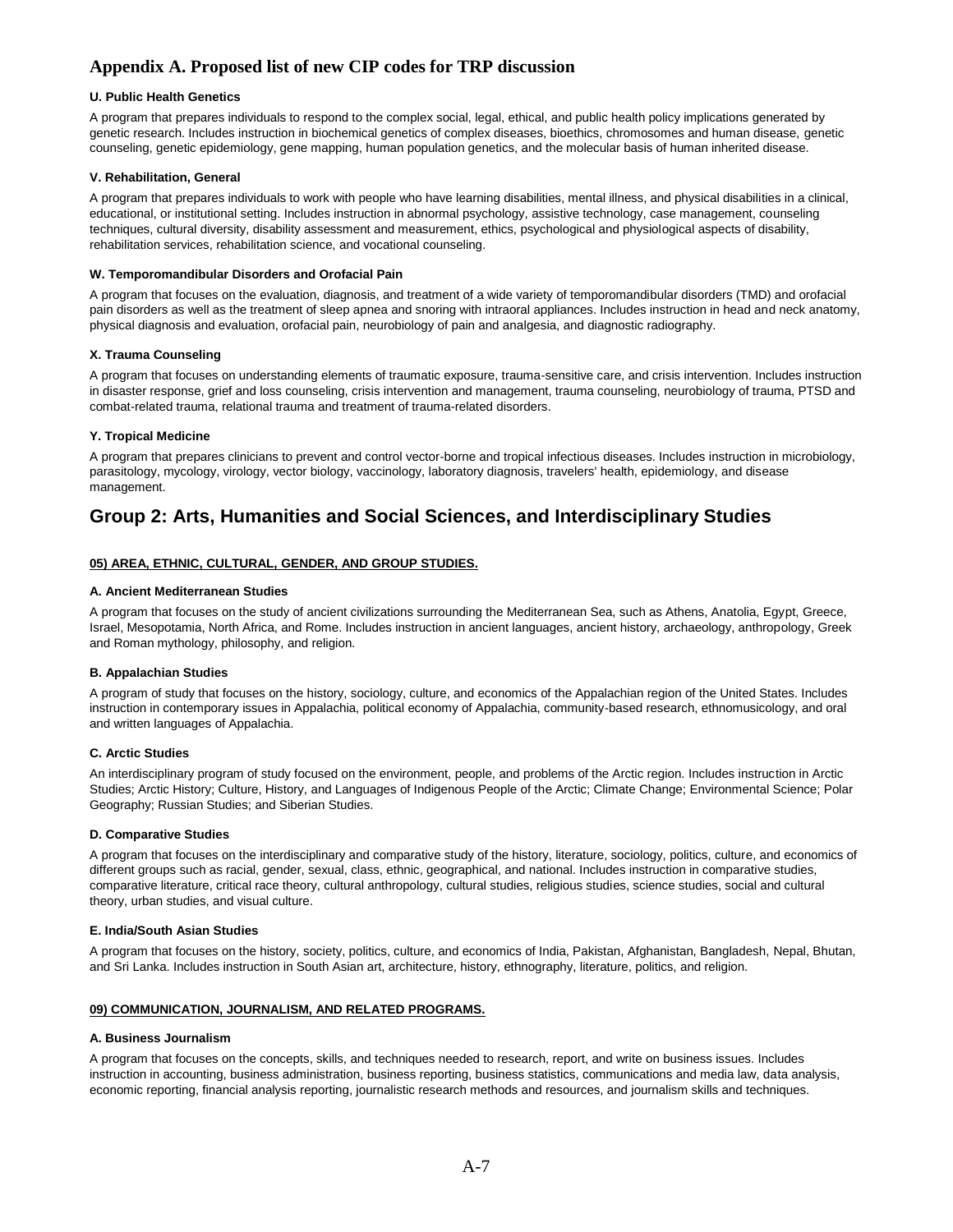## Appendix A. Proposed list of new CIP codes for TRP discussion

**U. Public Health Genetics**

A program that prepares individuals to respond to the complex social, legal, ethical, and public health policy implications generated by genetic research. Includes instruction in biochemical genetics of complex diseases, bioethics, chromosomes and human disease, genetic counseling, genetic epidemiology, gene mapping, human population genetics, and the molecular basis of human inherited disease.

**V. Rehabilitation, General**

A program that prepares individuals to work with people who have learning disabilities, mental illness, and physical disabilities in a clinical, educational, or institutional setting. Includes instruction in abnormal psychology, assistive technology, case management, counseling techniques, cultural diversity, disability assessment and measurement, ethics, psychological and physiological aspects of disability, rehabilitation services, rehabilitation science, and vocational counseling.

**W. Temporomandibular Disorders and Orofacial Pain**

A program that focuses on the evaluation, diagnosis, and treatment of a wide variety of temporomandibular disorders (TMD) and orofacial pain disorders as well as the treatment of sleep apnea and snoring with intraoral appliances. Includes instruction in head and neck anatomy, physical diagnosis and evaluation, orofacial pain, neurobiology of pain and analgesia, and diagnostic radiography.

**X. Trauma Counseling**

A program that focuses on understanding elements of traumatic exposure, trauma-sensitive care, and crisis intervention. Includes instruction in disaster response, grief and loss counseling, crisis intervention and management, trauma counseling, neurobiology of trauma, PTSD and combat-related trauma, relational trauma and treatment of trauma-related disorders.

**Y. Tropical Medicine**

A program that prepares clinicians to prevent and control vector-borne and tropical infectious diseases. Includes instruction in microbiology, parasitology, mycology, virology, vector biology, vaccinology, laboratory diagnosis, travelers' health, epidemiology, and disease management.

## Group 2: Arts, Humanities and Social Sciences, and Interdisciplinary Studies

**05) AREA, ETHNIC, CULTURAL, GENDER, AND GROUP STUDIES.**

**A. Ancient Mediterranean Studies**

A program that focuses on the study of ancient civilizations surrounding the Mediterranean Sea, such as Athens, Anatolia, Egypt, Greece, Israel, Mesopotamia, North Africa, and Rome. Includes instruction in ancient languages, ancient history, archaeology, anthropology, Greek and Roman mythology, philosophy, and religion.

**B. Appalachian Studies**

A program of study that focuses on the history, sociology, culture, and economics of the Appalachian region of the United States. Includes instruction in contemporary issues in Appalachia, political economy of Appalachia, community-based research, ethnomusicology, and oral and written languages of Appalachia.

**C. Arctic Studies**

An interdisciplinary program of study focused on the environment, people, and problems of the Arctic region. Includes instruction in Arctic Studies; Arctic History; Culture, History, and Languages of Indigenous People of the Arctic; Climate Change; Environmental Science; Polar Geography; Russian Studies; and Siberian Studies.

**D. Comparative Studies**

A program that focuses on the interdisciplinary and comparative study of the history, literature, sociology, politics, culture, and economics of different groups such as racial, gender, sexual, class, ethnic, geographical, and national. Includes instruction in comparative studies, comparative literature, critical race theory, cultural anthropology, cultural studies, religious studies, science studies, social and cultural theory, urban studies, and visual culture.

**E. India/South Asian Studies**

A program that focuses on the history, society, politics, culture, and economics of India, Pakistan, Afghanistan, Bangladesh, Nepal, Bhutan, and Sri Lanka. Includes instruction in South Asian art, architecture, history, ethnography, literature, politics, and religion.

**09) COMMUNICATION, JOURNALISM, AND RELATED PROGRAMS.**

**A. Business Journalism**

A program that focuses on the concepts, skills, and techniques needed to research, report, and write on business issues. Includes instruction in accounting, business administration, business reporting, business statistics, communications and media law, data analysis, economic reporting, financial analysis reporting, journalistic research methods and resources, and journalism skills and techniques.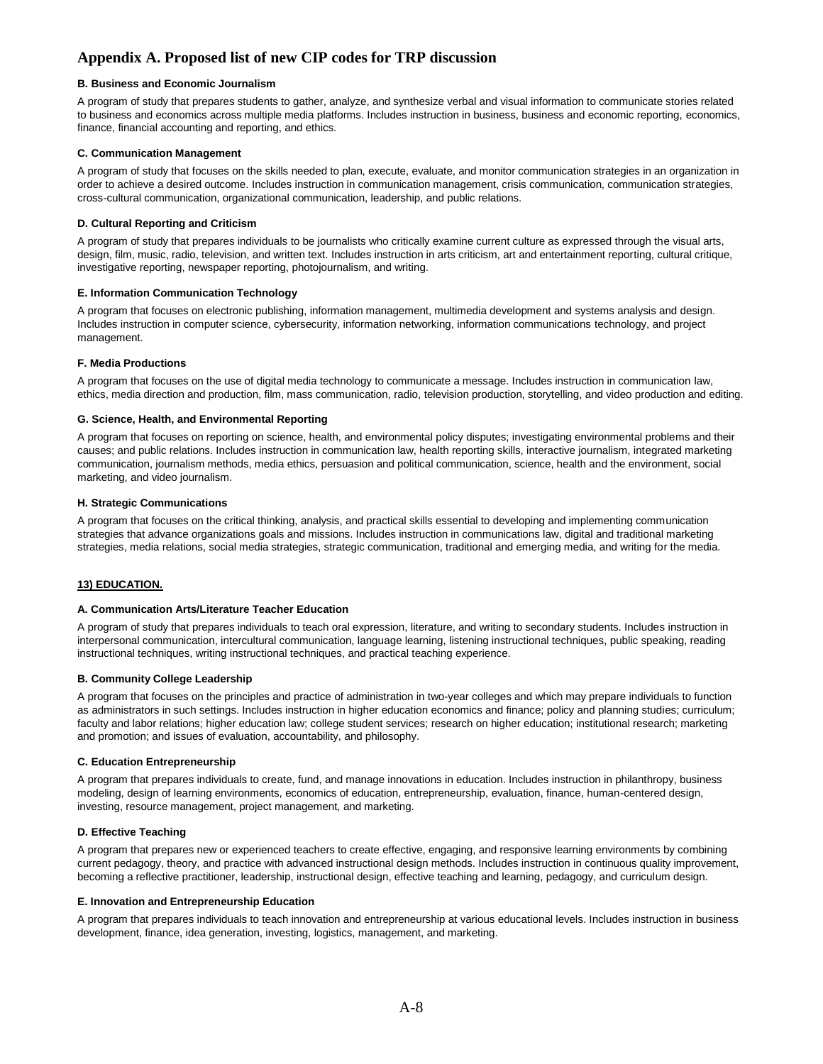## Appendix A. Proposed list of new CIP codes for TRP discussion

**B. Business and Economic Journalism**

A program of study that prepares students to gather, analyze, and synthesize verbal and visual information to communicate stories related to business and economics across multiple media platforms. Includes instruction in business, business and economic reporting, economics, finance, financial accounting and reporting, and ethics.

**C. Communication Management**

A program of study that focuses on the skills needed to plan, execute, evaluate, and monitor communication strategies in an organization in order to achieve a desired outcome. Includes instruction in communication management, crisis communication, communication strategies, cross-cultural communication, organizational communication, leadership, and public relations.

**D. Cultural Reporting and Criticism**

A program of study that prepares individuals to be journalists who critically examine current culture as expressed through the visual arts, design, film, music, radio, television, and written text. Includes instruction in arts criticism, art and entertainment reporting, cultural critique, investigative reporting, newspaper reporting, photojournalism, and writing.

**E. Information Communication Technology**

A program that focuses on electronic publishing, information management, multimedia development and systems analysis and design. Includes instruction in computer science, cybersecurity, information networking, information communications technology, and project management.

**F. Media Productions**

A program that focuses on the use of digital media technology to communicate a message. Includes instruction in communication law, ethics, media direction and production, film, mass communication, radio, television production, storytelling, and video production and editing.

**G. Science, Health, and Environmental Reporting**

A program that focuses on reporting on science, health, and environmental policy disputes; investigating environmental problems and their causes; and public relations. Includes instruction in communication law, health reporting skills, interactive journalism, integrated marketing communication, journalism methods, media ethics, persuasion and political communication, science, health and the environment, social marketing, and video journalism.

**H. Strategic Communications**

A program that focuses on the critical thinking, analysis, and practical skills essential to developing and implementing communication strategies that advance organizations goals and missions. Includes instruction in communications law, digital and traditional marketing strategies, media relations, social media strategies, strategic communication, traditional and emerging media, and writing for the media.

**13) EDUCATION.**

**A. Communication Arts/Literature Teacher Education**

A program of study that prepares individuals to teach oral expression, literature, and writing to secondary students. Includes instruction in interpersonal communication, intercultural communication, language learning, listening instructional techniques, public speaking, reading instructional techniques, writing instructional techniques, and practical teaching experience.

**B. Community College Leadership**

A program that focuses on the principles and practice of administration in two-year colleges and which may prepare individuals to function as administrators in such settings. Includes instruction in higher education economics and finance; policy and planning studies; curriculum; faculty and labor relations; higher education law; college student services; research on higher education; institutional research; marketing and promotion; and issues of evaluation, accountability, and philosophy.

**C. Education Entrepreneurship**

A program that prepares individuals to create, fund, and manage innovations in education. Includes instruction in philanthropy, business modeling, design of learning environments, economics of education, entrepreneurship, evaluation, finance, human-centered design, investing, resource management, project management, and marketing.

**D. Effective Teaching**

A program that prepares new or experienced teachers to create effective, engaging, and responsive learning environments by combining current pedagogy, theory, and practice with advanced instructional design methods. Includes instruction in continuous quality improvement, becoming a reflective practitioner, leadership, instructional design, effective teaching and learning, pedagogy, and curriculum design.

**E. Innovation and Entrepreneurship Education**

A program that prepares individuals to teach innovation and entrepreneurship at various educational levels. Includes instruction in business development, finance, idea generation, investing, logistics, management, and marketing.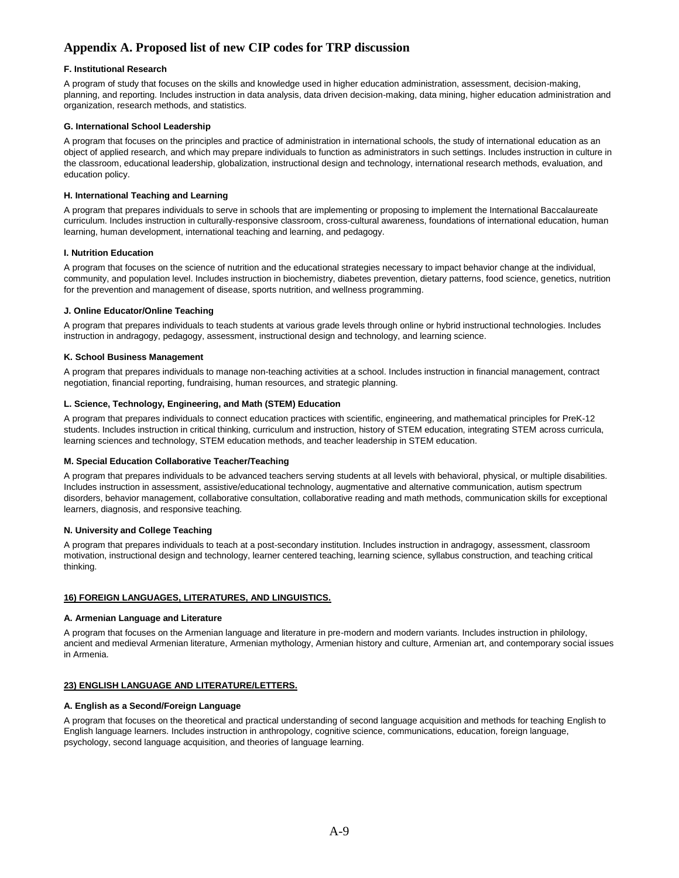# Appendix A. Proposed list of new CIP codes for TRP discussion

**F. Institutional Research**

A program of study that focuses on the skills and knowledge used in higher education administration, assessment, decision-making, planning, and reporting. Includes instruction in data analysis, data driven decision-making, data mining, higher education administration and organization, research methods, and statistics.

**G. International School Leadership**

A program that focuses on the principles and practice of administration in international schools, the study of international education as an object of applied research, and which may prepare individuals to function as administrators in such settings. Includes instruction in culture in the classroom, educational leadership, globalization, instructional design and technology, international research methods, evaluation, and education policy.

**H. International Teaching and Learning**

A program that prepares individuals to serve in schools that are implementing or proposing to implement the International Baccalaureate curriculum. Includes instruction in culturally-responsive classroom, cross-cultural awareness, foundations of international education, human learning, human development, international teaching and learning, and pedagogy.

**I. Nutrition Education**

A program that focuses on the science of nutrition and the educational strategies necessary to impact behavior change at the individual, community, and population level. Includes instruction in biochemistry, diabetes prevention, dietary patterns, food science, genetics, nutrition for the prevention and management of disease, sports nutrition, and wellness programming.

**J. Online Educator/Online Teaching**

A program that prepares individuals to teach students at various grade levels through online or hybrid instructional technologies. Includes instruction in andragogy, pedagogy, assessment, instructional design and technology, and learning science.

**K. School Business Management**

A program that prepares individuals to manage non-teaching activities at a school. Includes instruction in financial management, contract negotiation, financial reporting, fundraising, human resources, and strategic planning.

**L. Science, Technology, Engineering, and Math (STEM) Education**

A program that prepares individuals to connect education practices with scientific, engineering, and mathematical principles for PreK-12 students. Includes instruction in critical thinking, curriculum and instruction, history of STEM education, integrating STEM across curricula, learning sciences and technology, STEM education methods, and teacher leadership in STEM education.

**M. Special Education Collaborative Teacher/Teaching**

A program that prepares individuals to be advanced teachers serving students at all levels with behavioral, physical, or multiple disabilities. Includes instruction in assessment, assistive/educational technology, augmentative and alternative communication, autism spectrum disorders, behavior management, collaborative consultation, collaborative reading and math methods, communication skills for exceptional learners, diagnosis, and responsive teaching.

**N. University and College Teaching**

A program that prepares individuals to teach at a post-secondary institution. Includes instruction in andragogy, assessment, classroom motivation, instructional design and technology, learner centered teaching, learning science, syllabus construction, and teaching critical thinking.

**16) FOREIGN LANGUAGES, LITERATURES, AND LINGUISTICS.**

**A. Armenian Language and Literature**

A program that focuses on the Armenian language and literature in pre-modern and modern variants. Includes instruction in philology, ancient and medieval Armenian literature, Armenian mythology, Armenian history and culture, Armenian art, and contemporary social issues in Armenia.

**23) ENGLISH LANGUAGE AND LITERATURE/LETTERS.**

**A. English as a Second/Foreign Language**

A program that focuses on the theoretical and practical understanding of second language acquisition and methods for teaching English to English language learners. Includes instruction in anthropology, cognitive science, communications, education, foreign language, psychology, second language acquisition, and theories of language learning.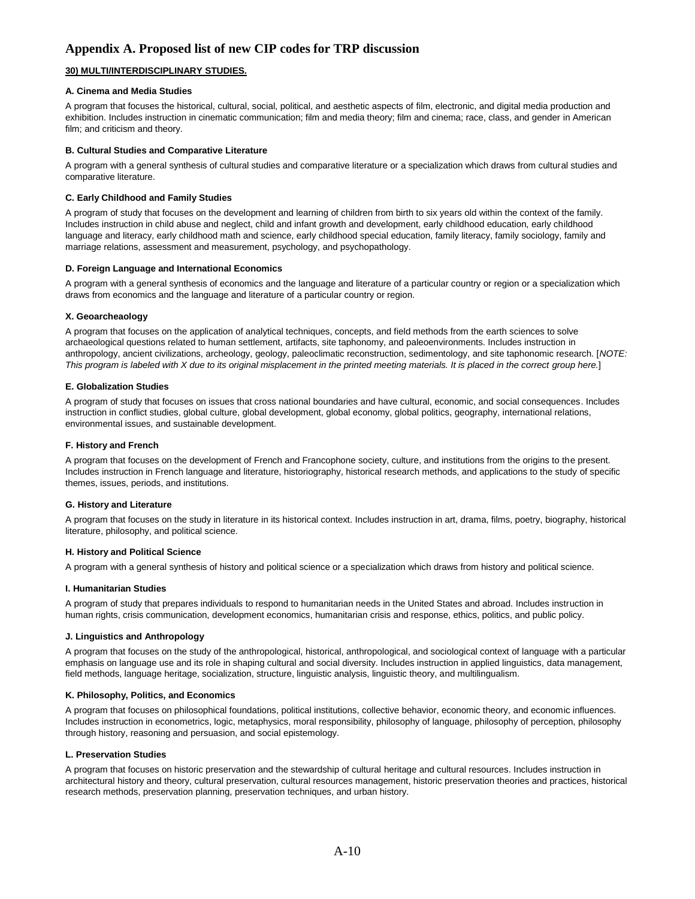# Appendix A. Proposed list of new CIP codes for TRP discussion

**30) MULTI/INTERDISCIPLINARY STUDIES.**

**A. Cinema and Media Studies**

A program that focuses the historical, cultural, social, political, and aesthetic aspects of film, electronic, and digital media production and exhibition. Includes instruction in cinematic communication; film and media theory; film and cinema; race, class, and gender in American film; and criticism and theory.

**B. Cultural Studies and Comparative Literature**

A program with a general synthesis of cultural studies and comparative literature or a specialization which draws from cultural studies and comparative literature.

**C. Early Childhood and Family Studies**

A program of study that focuses on the development and learning of children from birth to six years old within the context of the family. Includes instruction in child abuse and neglect, child and infant growth and development, early childhood education, early childhood language and literacy, early childhood math and science, early childhood special education, family literacy, family sociology, family and marriage relations, assessment and measurement, psychology, and psychopathology.

**D. Foreign Language and International Economics**

A program with a general synthesis of economics and the language and literature of a particular country or region or a specialization which draws from economics and the language and literature of a particular country or region.

**X. Geoarcheaology**

A program that focuses on the application of analytical techniques, concepts, and field methods from the earth sciences to solve archaeological questions related to human settlement, artifacts, site taphonomy, and paleoenvironments. Includes instruction in anthropology, ancient civilizations, archeology, geology, paleoclimatic reconstruction, sedimentology, and site taphonomic research. [*NOTE: This program is labeled with X due to its original misplacement in the printed meeting materials. It is placed in the correct group here.*]

**E. Globalization Studies**

A program of study that focuses on issues that cross national boundaries and have cultural, economic, and social consequences. Includes instruction in conflict studies, global culture, global development, global economy, global politics, geography, international relations, environmental issues, and sustainable development.

**F. History and French**

A program that focuses on the development of French and Francophone society, culture, and institutions from the origins to the present. Includes instruction in French language and literature, historiography, historical research methods, and applications to the study of specific themes, issues, periods, and institutions.

**G. History and Literature**

A program that focuses on the study in literature in its historical context. Includes instruction in art, drama, films, poetry, biography, historical literature, philosophy, and political science.

**H. History and Political Science**

A program with a general synthesis of history and political science or a specialization which draws from history and political science.

**I. Humanitarian Studies**

A program of study that prepares individuals to respond to humanitarian needs in the United States and abroad. Includes instruction in human rights, crisis communication, development economics, humanitarian crisis and response, ethics, politics, and public policy.

**J. Linguistics and Anthropology**

A program that focuses on the study of the anthropological, historical, anthropological, and sociological context of language with a particular emphasis on language use and its role in shaping cultural and social diversity. Includes instruction in applied linguistics, data management, field methods, language heritage, socialization, structure, linguistic analysis, linguistic theory, and multilingualism.

**K. Philosophy, Politics, and Economics**

A program that focuses on philosophical foundations, political institutions, collective behavior, economic theory, and economic influences. Includes instruction in econometrics, logic, metaphysics, moral responsibility, philosophy of language, philosophy of perception, philosophy through history, reasoning and persuasion, and social epistemology.

**L. Preservation Studies**

A program that focuses on historic preservation and the stewardship of cultural heritage and cultural resources. Includes instruction in architectural history and theory, cultural preservation, cultural resources management, historic preservation theories and practices, historical research methods, preservation planning, preservation techniques, and urban history.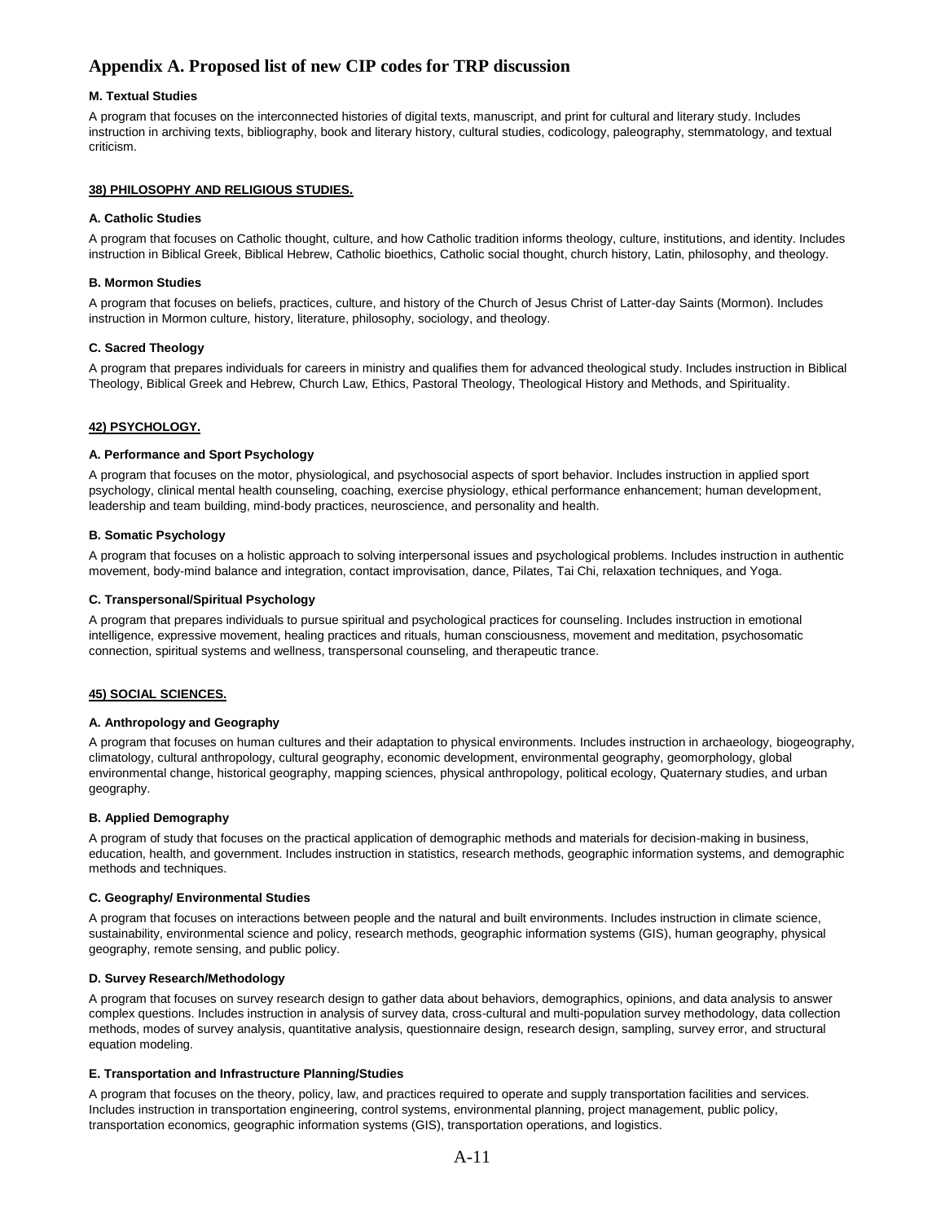# Appendix A. Proposed list of new CIP codes for TRP discussion

**M. Textual Studies**

A program that focuses on the interconnected histories of digital texts, manuscript, and print for cultural and literary study. Includes instruction in archiving texts, bibliography, book and literary history, cultural studies, codicology, paleography, stemmatology, and textual criticism.

**38) PHILOSOPHY AND RELIGIOUS STUDIES.**

**A. Catholic Studies**

A program that focuses on Catholic thought, culture, and how Catholic tradition informs theology, culture, institutions, and identity. Includes instruction in Biblical Greek, Biblical Hebrew, Catholic bioethics, Catholic social thought, church history, Latin, philosophy, and theology.

**B. Mormon Studies**

A program that focuses on beliefs, practices, culture, and history of the Church of Jesus Christ of Latter-day Saints (Mormon). Includes instruction in Mormon culture, history, literature, philosophy, sociology, and theology.

**C. Sacred Theology**

A program that prepares individuals for careers in ministry and qualifies them for advanced theological study. Includes instruction in Biblical Theology, Biblical Greek and Hebrew, Church Law, Ethics, Pastoral Theology, Theological History and Methods, and Spirituality.

**42) PSYCHOLOGY.**

**A. Performance and Sport Psychology**

A program that focuses on the motor, physiological, and psychosocial aspects of sport behavior. Includes instruction in applied sport psychology, clinical mental health counseling, coaching, exercise physiology, ethical performance enhancement; human development, leadership and team building, mind-body practices, neuroscience, and personality and health.

**B. Somatic Psychology**

A program that focuses on a holistic approach to solving interpersonal issues and psychological problems. Includes instruction in authentic movement, body-mind balance and integration, contact improvisation, dance, Pilates, Tai Chi, relaxation techniques, and Yoga.

**C. Transpersonal/Spiritual Psychology**

A program that prepares individuals to pursue spiritual and psychological practices for counseling. Includes instruction in emotional intelligence, expressive movement, healing practices and rituals, human consciousness, movement and meditation, psychosomatic connection, spiritual systems and wellness, transpersonal counseling, and therapeutic trance.

**45) SOCIAL SCIENCES.**

**A. Anthropology and Geography**

A program that focuses on human cultures and their adaptation to physical environments. Includes instruction in archaeology, biogeography, climatology, cultural anthropology, cultural geography, economic development, environmental geography, geomorphology, global environmental change, historical geography, mapping sciences, physical anthropology, political ecology, Quaternary studies, and urban geography.

**B. Applied Demography**

A program of study that focuses on the practical application of demographic methods and materials for decision-making in business, education, health, and government. Includes instruction in statistics, research methods, geographic information systems, and demographic methods and techniques.

**C. Geography/ Environmental Studies**

A program that focuses on interactions between people and the natural and built environments. Includes instruction in climate science, sustainability, environmental science and policy, research methods, geographic information systems (GIS), human geography, physical geography, remote sensing, and public policy.

**D. Survey Research/Methodology**

A program that focuses on survey research design to gather data about behaviors, demographics, opinions, and data analysis to answer complex questions. Includes instruction in analysis of survey data, cross-cultural and multi-population survey methodology, data collection methods, modes of survey analysis, quantitative analysis, questionnaire design, research design, sampling, survey error, and structural equation modeling.

**E. Transportation and Infrastructure Planning/Studies**

A program that focuses on the theory, policy, law, and practices required to operate and supply transportation facilities and services. Includes instruction in transportation engineering, control systems, environmental planning, project management, public policy, transportation economics, geographic information systems (GIS), transportation operations, and logistics.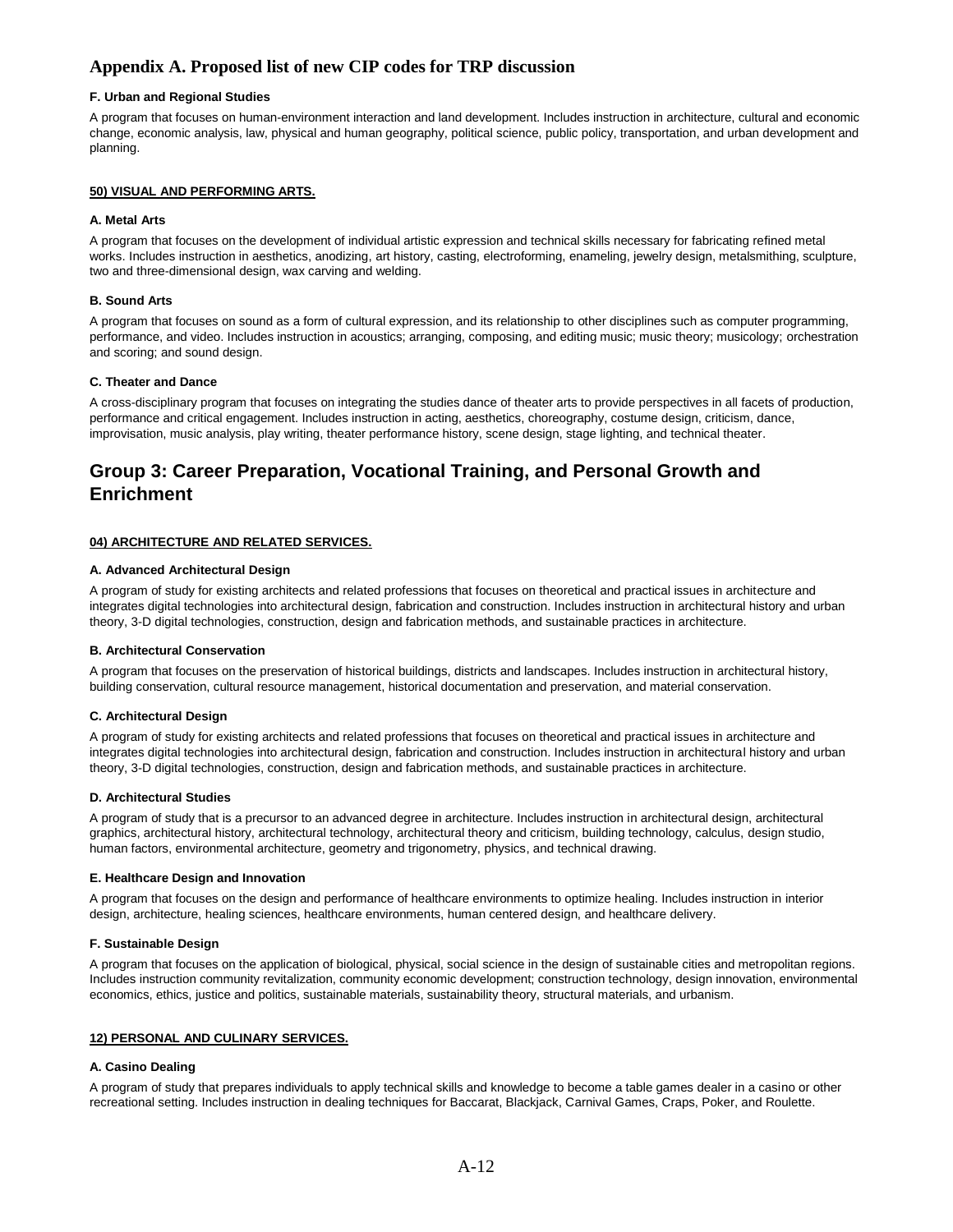## Appendix A. Proposed list of new CIP codes for TRP discussion

#### F. Urban and Regional Studies

A program that focuses on human-environment interaction and land development. Includes instruction in architecture, cultural and economic change, economic analysis, law, physical and human geography, political science, public policy, transportation, and urban development and planning.

#### 50) VISUAL AND PERFORMING ARTS.

#### A. Metal Arts

A program that focuses on the development of individual artistic expression and technical skills necessary for fabricating refined metal works. Includes instruction in aesthetics, anodizing, art history, casting, electroforming, enameling, jewelry design, metalsmithing, sculpture, two and three-dimensional design, wax carving and welding.

#### B. Sound Arts

A program that focuses on sound as a form of cultural expression, and its relationship to other disciplines such as computer programming, performance, and video. Includes instruction in acoustics; arranging, composing, and editing music; music theory; musicology; orchestration and scoring; and sound design.

#### C. Theater and Dance

A cross-disciplinary program that focuses on integrating the studies dance of theater arts to provide perspectives in all facets of production, performance and critical engagement. Includes instruction in acting, aesthetics, choreography, costume design, criticism, dance, improvisation, music analysis, play writing, theater performance history, scene design, stage lighting, and technical theater.

## Group 3: Career Preparation, Vocational Training, and Personal Growth and Enrichment

#### 04) ARCHITECTURE AND RELATED SERVICES.

#### A. Advanced Architectural Design

A program of study for existing architects and related professions that focuses on theoretical and practical issues in architecture and integrates digital technologies into architectural design, fabrication and construction. Includes instruction in architectural history and urban theory, 3-D digital technologies, construction, design and fabrication methods, and sustainable practices in architecture.

#### B. Architectural Conservation

A program that focuses on the preservation of historical buildings, districts and landscapes. Includes instruction in architectural history, building conservation, cultural resource management, historical documentation and preservation, and material conservation.

#### C. Architectural Design

A program of study for existing architects and related professions that focuses on theoretical and practical issues in architecture and integrates digital technologies into architectural design, fabrication and construction. Includes instruction in architectural history and urban theory, 3-D digital technologies, construction, design and fabrication methods, and sustainable practices in architecture.

#### D. Architectural Studies

A program of study that is a precursor to an advanced degree in architecture. Includes instruction in architectural design, architectural graphics, architectural history, architectural technology, architectural theory and criticism, building technology, calculus, design studio, human factors, environmental architecture, geometry and trigonometry, physics, and technical drawing.

#### E. Healthcare Design and Innovation

A program that focuses on the design and performance of healthcare environments to optimize healing. Includes instruction in interior design, architecture, healing sciences, healthcare environments, human centered design, and healthcare delivery.

#### F. Sustainable Design

A program that focuses on the application of biological, physical, social science in the design of sustainable cities and metropolitan regions. Includes instruction community revitalization, community economic development; construction technology, design innovation, environmental economics, ethics, justice and politics, sustainable materials, sustainability theory, structural materials, and urbanism.

#### 12) PERSONAL AND CULINARY SERVICES.

#### A. Casino Dealing

A program of study that prepares individuals to apply technical skills and knowledge to become a table games dealer in a casino or other recreational setting. Includes instruction in dealing techniques for Baccarat, Blackjack, Carnival Games, Craps, Poker, and Roulette.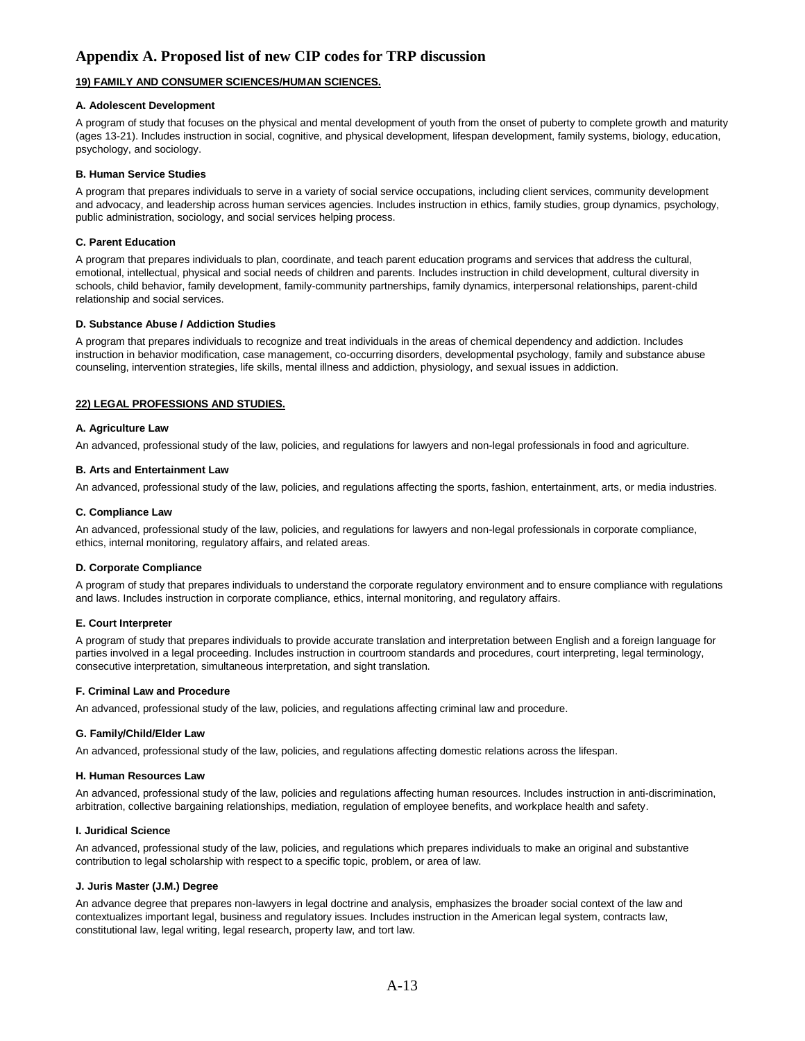## Appendix A. Proposed list of new CIP codes for TRP discussion

### 19) FAMILY AND CONSUMER SCIENCES/HUMAN SCIENCES.

**A. Adolescent Development**

A program of study that focuses on the physical and mental development of youth from the onset of puberty to complete growth and maturity (ages 13-21). Includes instruction in social, cognitive, and physical development, lifespan development, family systems, biology, education, psychology, and sociology.

**B. Human Service Studies**

A program that prepares individuals to serve in a variety of social service occupations, including client services, community development and advocacy, and leadership across human services agencies. Includes instruction in ethics, family studies, group dynamics, psychology, public administration, sociology, and social services helping process.

**C. Parent Education**

A program that prepares individuals to plan, coordinate, and teach parent education programs and services that address the cultural, emotional, intellectual, physical and social needs of children and parents. Includes instruction in child development, cultural diversity in schools, child behavior, family development, family-community partnerships, family dynamics, interpersonal relationships, parent-child relationship and social services.

**D. Substance Abuse / Addiction Studies**

A program that prepares individuals to recognize and treat individuals in the areas of chemical dependency and addiction. Includes instruction in behavior modification, case management, co-occurring disorders, developmental psychology, family and substance abuse counseling, intervention strategies, life skills, mental illness and addiction, physiology, and sexual issues in addiction.

### 22) LEGAL PROFESSIONS AND STUDIES.

**A. Agriculture Law**

An advanced, professional study of the law, policies, and regulations for lawyers and non-legal professionals in food and agriculture.

**B. Arts and Entertainment Law**

An advanced, professional study of the law, policies, and regulations affecting the sports, fashion, entertainment, arts, or media industries.

**C. Compliance Law**

An advanced, professional study of the law, policies, and regulations for lawyers and non-legal professionals in corporate compliance, ethics, internal monitoring, regulatory affairs, and related areas.

**D. Corporate Compliance**

A program of study that prepares individuals to understand the corporate regulatory environment and to ensure compliance with regulations and laws. Includes instruction in corporate compliance, ethics, internal monitoring, and regulatory affairs.

**E. Court Interpreter**

A program of study that prepares individuals to provide accurate translation and interpretation between English and a foreign language for parties involved in a legal proceeding. Includes instruction in courtroom standards and procedures, court interpreting, legal terminology, consecutive interpretation, simultaneous interpretation, and sight translation.

**F. Criminal Law and Procedure**

An advanced, professional study of the law, policies, and regulations affecting criminal law and procedure.

**G. Family/Child/Elder Law**

An advanced, professional study of the law, policies, and regulations affecting domestic relations across the lifespan.

**H. Human Resources Law**

An advanced, professional study of the law, policies and regulations affecting human resources. Includes instruction in anti-discrimination, arbitration, collective bargaining relationships, mediation, regulation of employee benefits, and workplace health and safety.

**I. Juridical Science**

An advanced, professional study of the law, policies, and regulations which prepares individuals to make an original and substantive contribution to legal scholarship with respect to a specific topic, problem, or area of law.

**J. Juris Master (J.M.) Degree**

An advance degree that prepares non-lawyers in legal doctrine and analysis, emphasizes the broader social context of the law and contextualizes important legal, business and regulatory issues. Includes instruction in the American legal system, contracts law, constitutional law, legal writing, legal research, property law, and tort law.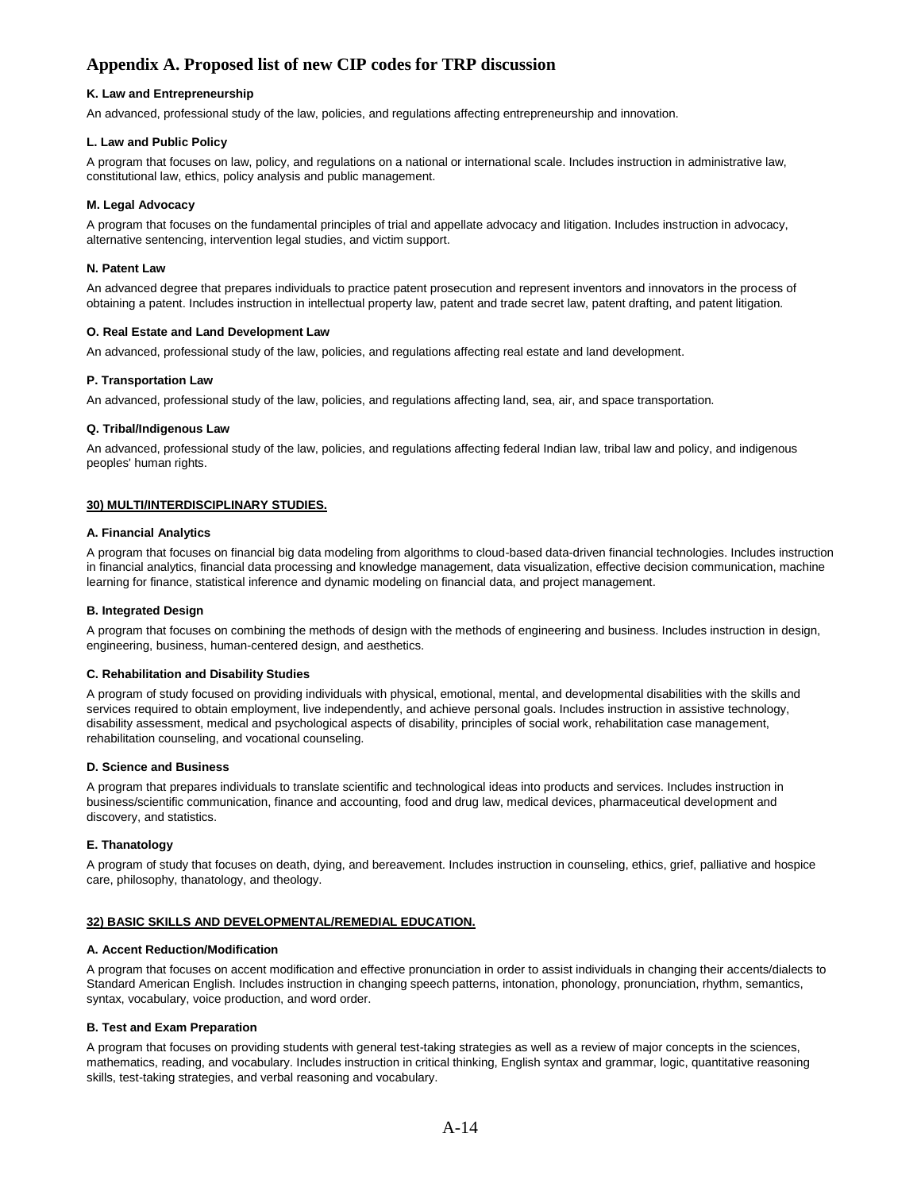# Appendix A. Proposed list of new CIP codes for TRP discussion

**K. Law and Entrepreneurship**

An advanced, professional study of the law, policies, and regulations affecting entrepreneurship and innovation.

**L. Law and Public Policy**

A program that focuses on law, policy, and regulations on a national or international scale. Includes instruction in administrative law, constitutional law, ethics, policy analysis and public management.

**M. Legal Advocacy**

A program that focuses on the fundamental principles of trial and appellate advocacy and litigation. Includes instruction in advocacy, alternative sentencing, intervention legal studies, and victim support.

**N. Patent Law**

An advanced degree that prepares individuals to practice patent prosecution and represent inventors and innovators in the process of obtaining a patent. Includes instruction in intellectual property law, patent and trade secret law, patent drafting, and patent litigation.

**O. Real Estate and Land Development Law**

An advanced, professional study of the law, policies, and regulations affecting real estate and land development.

**P. Transportation Law**

An advanced, professional study of the law, policies, and regulations affecting land, sea, air, and space transportation.

**Q. Tribal/Indigenous Law**

An advanced, professional study of the law, policies, and regulations affecting federal Indian law, tribal law and policy, and indigenous peoples' human rights.

**30) MULTI/INTERDISCIPLINARY STUDIES.**

**A. Financial Analytics**

A program that focuses on financial big data modeling from algorithms to cloud-based data-driven financial technologies. Includes instruction in financial analytics, financial data processing and knowledge management, data visualization, effective decision communication, machine learning for finance, statistical inference and dynamic modeling on financial data, and project management.

**B. Integrated Design**

A program that focuses on combining the methods of design with the methods of engineering and business. Includes instruction in design, engineering, business, human-centered design, and aesthetics.

**C. Rehabilitation and Disability Studies**

A program of study focused on providing individuals with physical, emotional, mental, and developmental disabilities with the skills and services required to obtain employment, live independently, and achieve personal goals. Includes instruction in assistive technology, disability assessment, medical and psychological aspects of disability, principles of social work, rehabilitation case management, rehabilitation counseling, and vocational counseling.

**D. Science and Business**

A program that prepares individuals to translate scientific and technological ideas into products and services. Includes instruction in business/scientific communication, finance and accounting, food and drug law, medical devices, pharmaceutical development and discovery, and statistics.

**E. Thanatology**

A program of study that focuses on death, dying, and bereavement. Includes instruction in counseling, ethics, grief, palliative and hospice care, philosophy, thanatology, and theology.

**32) BASIC SKILLS AND DEVELOPMENTAL/REMEDIAL EDUCATION.**

**A. Accent Reduction/Modification**

A program that focuses on accent modification and effective pronunciation in order to assist individuals in changing their accents/dialects to Standard American English. Includes instruction in changing speech patterns, intonation, phonology, pronunciation, rhythm, semantics, syntax, vocabulary, voice production, and word order.

**B. Test and Exam Preparation**

A program that focuses on providing students with general test-taking strategies as well as a review of major concepts in the sciences, mathematics, reading, and vocabulary. Includes instruction in critical thinking, English syntax and grammar, logic, quantitative reasoning skills, test-taking strategies, and verbal reasoning and vocabulary.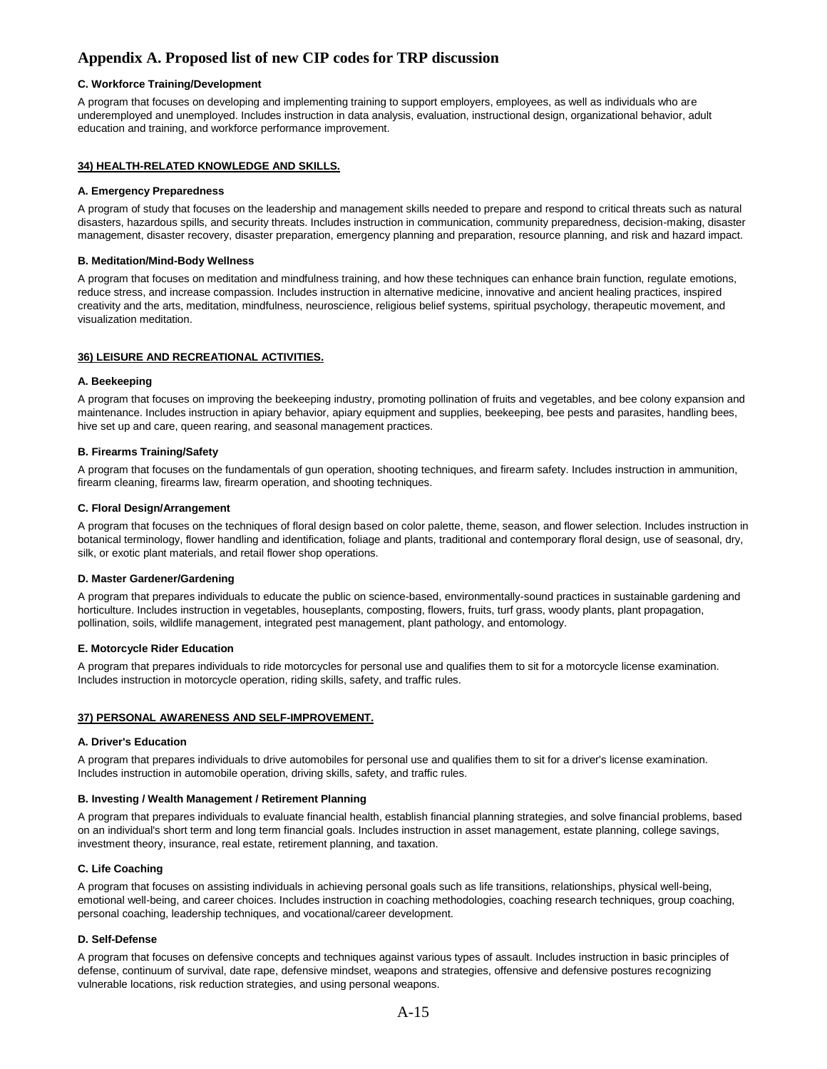# Appendix A. Proposed list of new CIP codes for TRP discussion

#### C. Workforce Training/Development

A program that focuses on developing and implementing training to support employers, employees, as well as individuals who are underemployed and unemployed. Includes instruction in data analysis, evaluation, instructional design, organizational behavior, adult education and training, and workforce performance improvement.

### 34) HEALTH-RELATED KNOWLEDGE AND SKILLS.

#### A. Emergency Preparedness

A program of study that focuses on the leadership and management skills needed to prepare and respond to critical threats such as natural disasters, hazardous spills, and security threats. Includes instruction in communication, community preparedness, decision-making, disaster management, disaster recovery, disaster preparation, emergency planning and preparation, resource planning, and risk and hazard impact.

#### B. Meditation/Mind-Body Wellness

A program that focuses on meditation and mindfulness training, and how these techniques can enhance brain function, regulate emotions, reduce stress, and increase compassion. Includes instruction in alternative medicine, innovative and ancient healing practices, inspired creativity and the arts, meditation, mindfulness, neuroscience, religious belief systems, spiritual psychology, therapeutic movement, and visualization meditation.

### 36) LEISURE AND RECREATIONAL ACTIVITIES.

#### A. Beekeeping

A program that focuses on improving the beekeeping industry, promoting pollination of fruits and vegetables, and bee colony expansion and maintenance. Includes instruction in apiary behavior, apiary equipment and supplies, beekeeping, bee pests and parasites, handling bees, hive set up and care, queen rearing, and seasonal management practices.

#### B. Firearms Training/Safety

A program that focuses on the fundamentals of gun operation, shooting techniques, and firearm safety. Includes instruction in ammunition, firearm cleaning, firearms law, firearm operation, and shooting techniques.

#### C. Floral Design/Arrangement

A program that focuses on the techniques of floral design based on color palette, theme, season, and flower selection. Includes instruction in botanical terminology, flower handling and identification, foliage and plants, traditional and contemporary floral design, use of seasonal, dry, silk, or exotic plant materials, and retail flower shop operations.

#### D. Master Gardener/Gardening

A program that prepares individuals to educate the public on science-based, environmentally-sound practices in sustainable gardening and horticulture. Includes instruction in vegetables, houseplants, composting, flowers, fruits, turf grass, woody plants, plant propagation, pollination, soils, wildlife management, integrated pest management, plant pathology, and entomology.

#### E. Motorcycle Rider Education

A program that prepares individuals to ride motorcycles for personal use and qualifies them to sit for a motorcycle license examination. Includes instruction in motorcycle operation, riding skills, safety, and traffic rules.

### 37) PERSONAL AWARENESS AND SELF-IMPROVEMENT.

#### A. Driver's Education

A program that prepares individuals to drive automobiles for personal use and qualifies them to sit for a driver's license examination. Includes instruction in automobile operation, driving skills, safety, and traffic rules.

#### B. Investing / Wealth Management / Retirement Planning

A program that prepares individuals to evaluate financial health, establish financial planning strategies, and solve financial problems, based on an individual's short term and long term financial goals. Includes instruction in asset management, estate planning, college savings, investment theory, insurance, real estate, retirement planning, and taxation.

#### C. Life Coaching

A program that focuses on assisting individuals in achieving personal goals such as life transitions, relationships, physical well-being, emotional well-being, and career choices. Includes instruction in coaching methodologies, coaching research techniques, group coaching, personal coaching, leadership techniques, and vocational/career development.

#### D. Self-Defense

A program that focuses on defensive concepts and techniques against various types of assault. Includes instruction in basic principles of defense, continuum of survival, date rape, defensive mindset, weapons and strategies, offensive and defensive postures recognizing vulnerable locations, risk reduction strategies, and using personal weapons.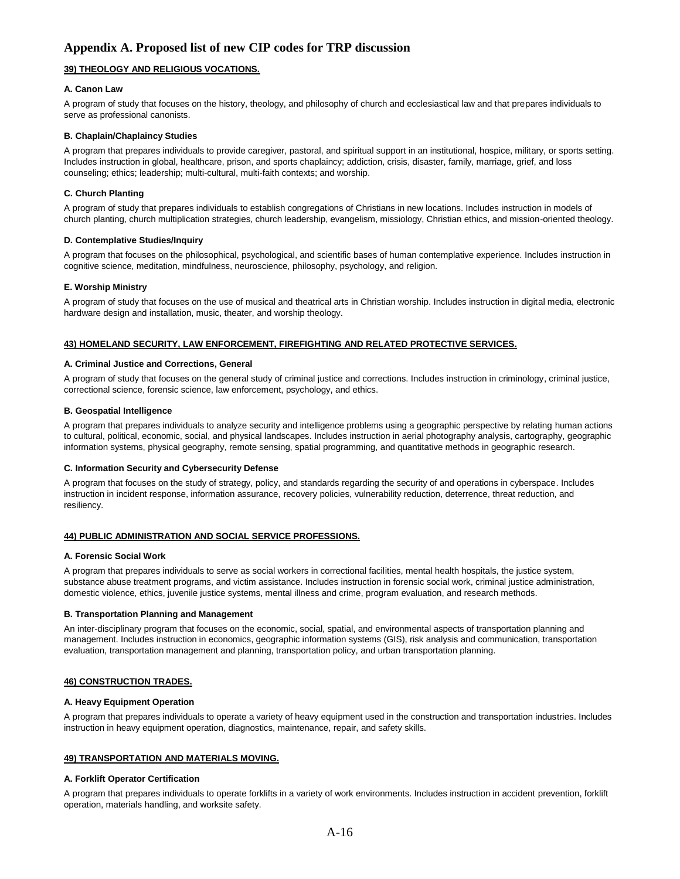# Appendix A. Proposed list of new CIP codes for TRP discussion

## 39) THEOLOGY AND RELIGIOUS VOCATIONS.

### A. Canon Law

A program of study that focuses on the history, theology, and philosophy of church and ecclesiastical law and that prepares individuals to serve as professional canonists.

### B. Chaplain/Chaplaincy Studies

A program that prepares individuals to provide caregiver, pastoral, and spiritual support in an institutional, hospice, military, or sports setting. Includes instruction in global, healthcare, prison, and sports chaplaincy; addiction, crisis, disaster, family, marriage, grief, and loss counseling; ethics; leadership; multi-cultural, multi-faith contexts; and worship.

### C. Church Planting

A program of study that prepares individuals to establish congregations of Christians in new locations. Includes instruction in models of church planting, church multiplication strategies, church leadership, evangelism, missiology, Christian ethics, and mission-oriented theology.

### D. Contemplative Studies/Inquiry

A program that focuses on the philosophical, psychological, and scientific bases of human contemplative experience. Includes instruction in cognitive science, meditation, mindfulness, neuroscience, philosophy, psychology, and religion.

### E. Worship Ministry

A program of study that focuses on the use of musical and theatrical arts in Christian worship. Includes instruction in digital media, electronic hardware design and installation, music, theater, and worship theology.

## 43) HOMELAND SECURITY, LAW ENFORCEMENT, FIREFIGHTING AND RELATED PROTECTIVE SERVICES.

### A. Criminal Justice and Corrections, General

A program of study that focuses on the general study of criminal justice and corrections. Includes instruction in criminology, criminal justice, correctional science, forensic science, law enforcement, psychology, and ethics.

### B. Geospatial Intelligence

A program that prepares individuals to analyze security and intelligence problems using a geographic perspective by relating human actions to cultural, political, economic, social, and physical landscapes. Includes instruction in aerial photography analysis, cartography, geographic information systems, physical geography, remote sensing, spatial programming, and quantitative methods in geographic research.

### C. Information Security and Cybersecurity Defense

A program that focuses on the study of strategy, policy, and standards regarding the security of and operations in cyberspace. Includes instruction in incident response, information assurance, recovery policies, vulnerability reduction, deterrence, threat reduction, and resiliency.

## 44) PUBLIC ADMINISTRATION AND SOCIAL SERVICE PROFESSIONS.

### A. Forensic Social Work

A program that prepares individuals to serve as social workers in correctional facilities, mental health hospitals, the justice system, substance abuse treatment programs, and victim assistance. Includes instruction in forensic social work, criminal justice administration, domestic violence, ethics, juvenile justice systems, mental illness and crime, program evaluation, and research methods.

### B. Transportation Planning and Management

An inter-disciplinary program that focuses on the economic, social, spatial, and environmental aspects of transportation planning and management. Includes instruction in economics, geographic information systems (GIS), risk analysis and communication, transportation evaluation, transportation management and planning, transportation policy, and urban transportation planning.

## 46) CONSTRUCTION TRADES.

### A. Heavy Equipment Operation

A program that prepares individuals to operate a variety of heavy equipment used in the construction and transportation industries. Includes instruction in heavy equipment operation, diagnostics, maintenance, repair, and safety skills.

## 49) TRANSPORTATION AND MATERIALS MOVING.

### A. Forklift Operator Certification

A program that prepares individuals to operate forklifts in a variety of work environments. Includes instruction in accident prevention, forklift operation, materials handling, and worksite safety.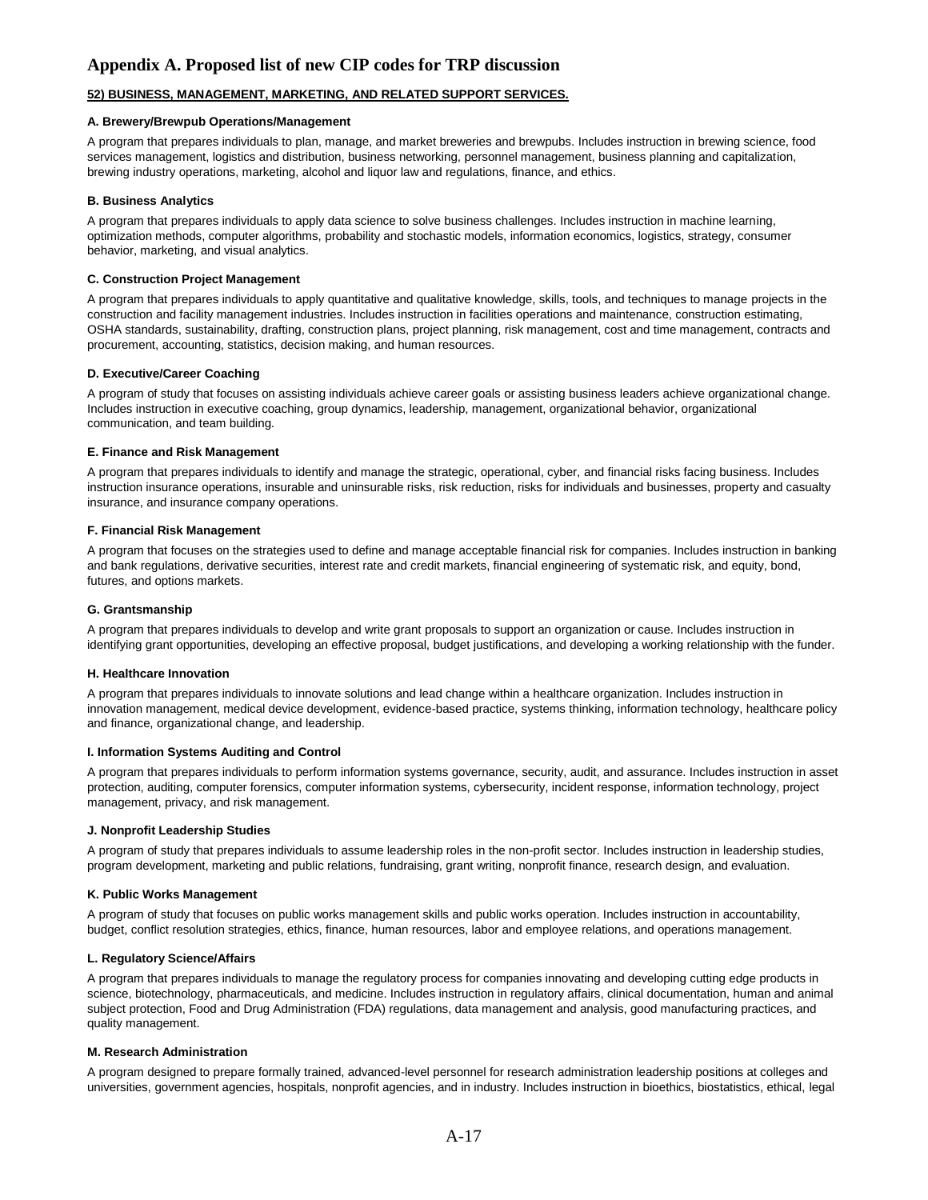# Appendix A. Proposed list of new CIP codes for TRP discussion

**52) BUSINESS, MANAGEMENT, MARKETING, AND RELATED SUPPORT SERVICES.**

**A. Brewery/Brewpub Operations/Management**

A program that prepares individuals to plan, manage, and market breweries and brewpubs. Includes instruction in brewing science, food services management, logistics and distribution, business networking, personnel management, business planning and capitalization, brewing industry operations, marketing, alcohol and liquor law and regulations, finance, and ethics.

**B. Business Analytics**

A program that prepares individuals to apply data science to solve business challenges. Includes instruction in machine learning, optimization methods, computer algorithms, probability and stochastic models, information economics, logistics, strategy, consumer behavior, marketing, and visual analytics.

**C. Construction Project Management**

A program that prepares individuals to apply quantitative and qualitative knowledge, skills, tools, and techniques to manage projects in the construction and facility management industries. Includes instruction in facilities operations and maintenance, construction estimating, OSHA standards, sustainability, drafting, construction plans, project planning, risk management, cost and time management, contracts and procurement, accounting, statistics, decision making, and human resources.

**D. Executive/Career Coaching**

A program of study that focuses on assisting individuals achieve career goals or assisting business leaders achieve organizational change. Includes instruction in executive coaching, group dynamics, leadership, management, organizational behavior, organizational communication, and team building.

**E. Finance and Risk Management**

A program that prepares individuals to identify and manage the strategic, operational, cyber, and financial risks facing business. Includes instruction insurance operations, insurable and uninsurable risks, risk reduction, risks for individuals and businesses, property and casualty insurance, and insurance company operations.

**F. Financial Risk Management**

A program that focuses on the strategies used to define and manage acceptable financial risk for companies. Includes instruction in banking and bank regulations, derivative securities, interest rate and credit markets, financial engineering of systematic risk, and equity, bond, futures, and options markets.

**G. Grantsmanship**

A program that prepares individuals to develop and write grant proposals to support an organization or cause. Includes instruction in identifying grant opportunities, developing an effective proposal, budget justifications, and developing a working relationship with the funder.

**H. Healthcare Innovation**

A program that prepares individuals to innovate solutions and lead change within a healthcare organization. Includes instruction in innovation management, medical device development, evidence-based practice, systems thinking, information technology, healthcare policy and finance, organizational change, and leadership.

**I. Information Systems Auditing and Control**

A program that prepares individuals to perform information systems governance, security, audit, and assurance. Includes instruction in asset protection, auditing, computer forensics, computer information systems, cybersecurity, incident response, information technology, project management, privacy, and risk management.

**J. Nonprofit Leadership Studies**

A program of study that prepares individuals to assume leadership roles in the non-profit sector. Includes instruction in leadership studies, program development, marketing and public relations, fundraising, grant writing, nonprofit finance, research design, and evaluation.

**K. Public Works Management**

A program of study that focuses on public works management skills and public works operation. Includes instruction in accountability, budget, conflict resolution strategies, ethics, finance, human resources, labor and employee relations, and operations management.

**L. Regulatory Science/Affairs**

A program that prepares individuals to manage the regulatory process for companies innovating and developing cutting edge products in science, biotechnology, pharmaceuticals, and medicine. Includes instruction in regulatory affairs, clinical documentation, human and animal subject protection, Food and Drug Administration (FDA) regulations, data management and analysis, good manufacturing practices, and quality management.

**M. Research Administration**

A program designed to prepare formally trained, advanced-level personnel for research administration leadership positions at colleges and universities, government agencies, hospitals, nonprofit agencies, and in industry. Includes instruction in bioethics, biostatistics, ethical, legal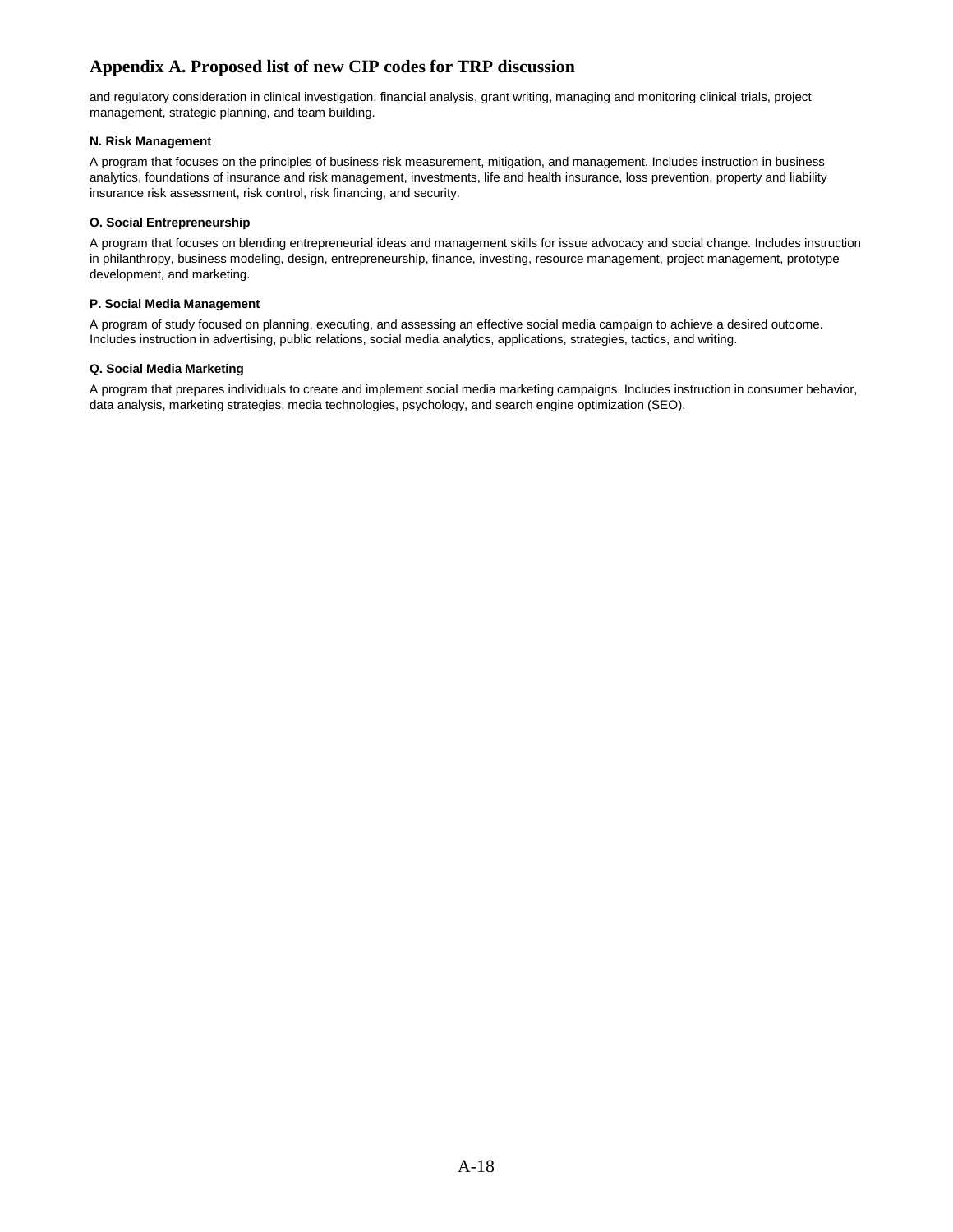# Appendix A. Proposed list of new CIP codes for TRP discussion

and regulatory consideration in clinical investigation, financial analysis, grant writing, managing and monitoring clinical trials, project management, strategic planning, and team building.

#### N. Risk Management

A program that focuses on the principles of business risk measurement, mitigation, and management. Includes instruction in business analytics, foundations of insurance and risk management, investments, life and health insurance, loss prevention, property and liability insurance risk assessment, risk control, risk financing, and security.

#### O. Social Entrepreneurship

A program that focuses on blending entrepreneurial ideas and management skills for issue advocacy and social change. Includes instruction in philanthropy, business modeling, design, entrepreneurship, finance, investing, resource management, project management, prototype development, and marketing.

#### P. Social Media Management

A program of study focused on planning, executing, and assessing an effective social media campaign to achieve a desired outcome. Includes instruction in advertising, public relations, social media analytics, applications, strategies, tactics, and writing.

#### Q. Social Media Marketing

A program that prepares individuals to create and implement social media marketing campaigns. Includes instruction in consumer behavior, data analysis, marketing strategies, media technologies, psychology, and search engine optimization (SEO).